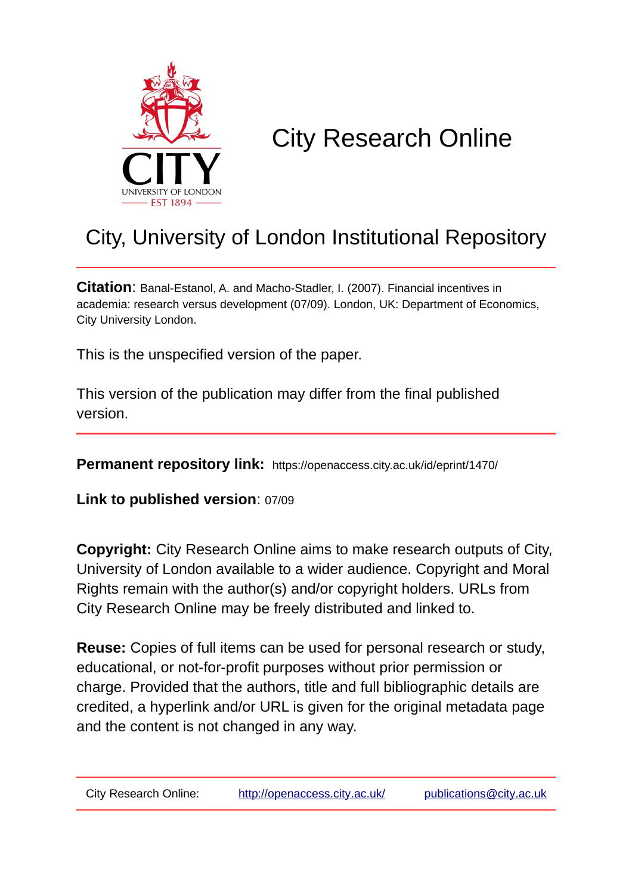# City Research Online

## City, University of London Institutional Repository

**Citation**: Banal-Estanol, A. and Macho-Stadler, I. (2007). Financial incentives in academia: research versus development (07/09). London, UK: Department of Economics, City University London.

This is the unspecified version of the paper.

This version of the publication may differ from the final published version.

**Permanent repository link:** https://openaccess.city.ac.uk/id/eprint/1470/

**Link to published version**: 07/09

**Copyright:** City Research Online aims to make research outputs of City, University of London available to a wider audience. Copyright and Moral Rights remain with the author(s) and/or copyright holders. URLs from City Research Online may be freely distributed and linked to.

**Reuse:** Copies of full items can be used for personal research or study, educational, or not-for-profit purposes without prior permission or charge. Provided that the authors, title and full bibliographic details are credited, a hyperlink and/or URL is given for the original metadata page and the content is not changed in any way.

City Research Online: http://openaccess.city.ac.uk/ publications@city.ac.uk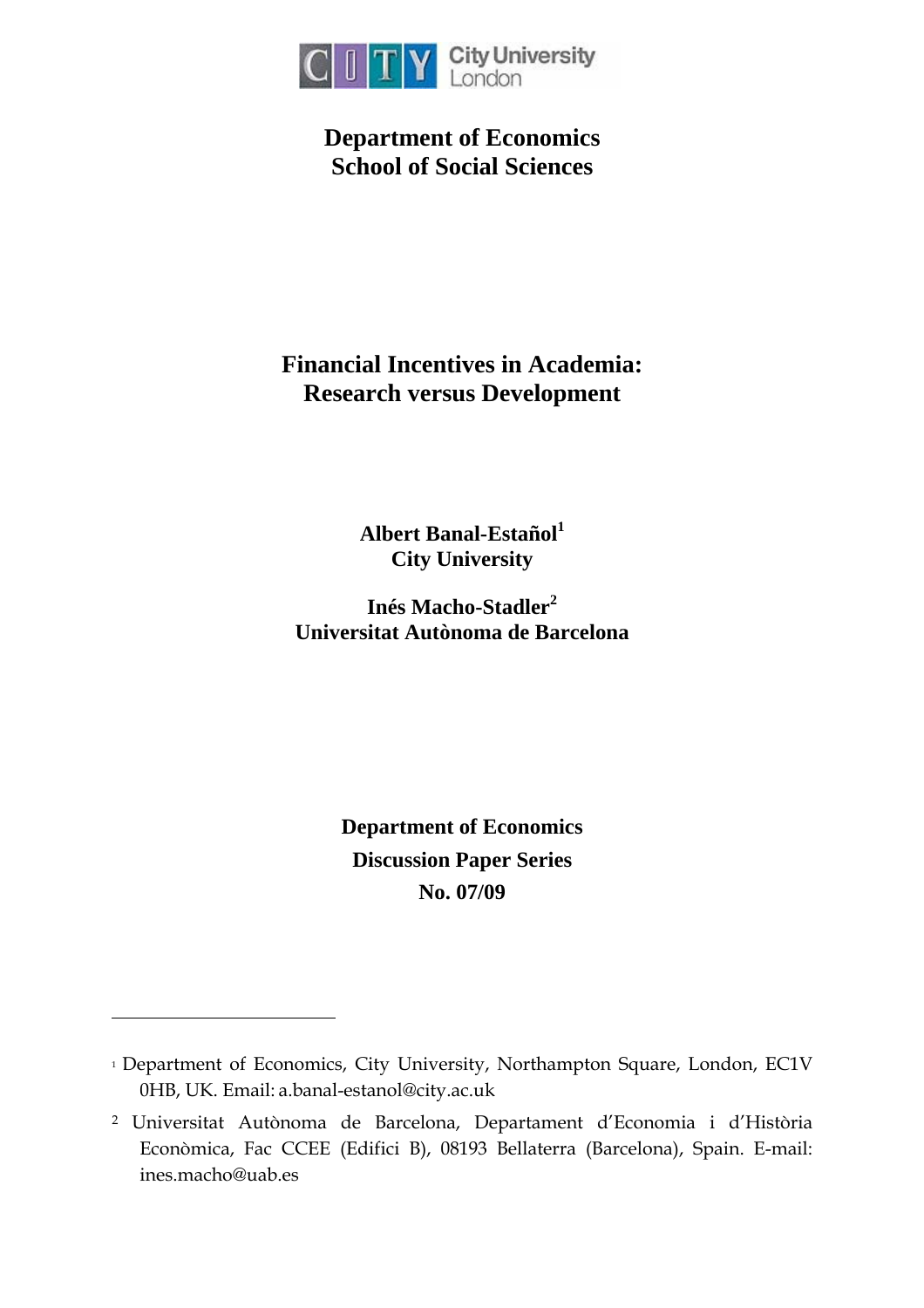**Department of Economics**
**School of Social Sciences**

# Financial Incentives in Academia: Research versus Development

**Albert Banal-Estañol**[1]
**City University**

**Inés Macho-Stadler**[2]
**Universitat Autònoma de Barcelona**

**Department of Economics**
**Discussion Paper Series**
**No. 07/09**

---

[1] Department of Economics, City University, Northampton Square, London, EC1V 0HB, UK. Email: a.banal-estanol@city.ac.uk

[2] Universitat Autònoma de Barcelona, Departament d'Economia i d'Història Econòmica, Fac CCEE (Edifici B), 08193 Bellaterra (Barcelona), Spain. E-mail: ines.macho@uab.es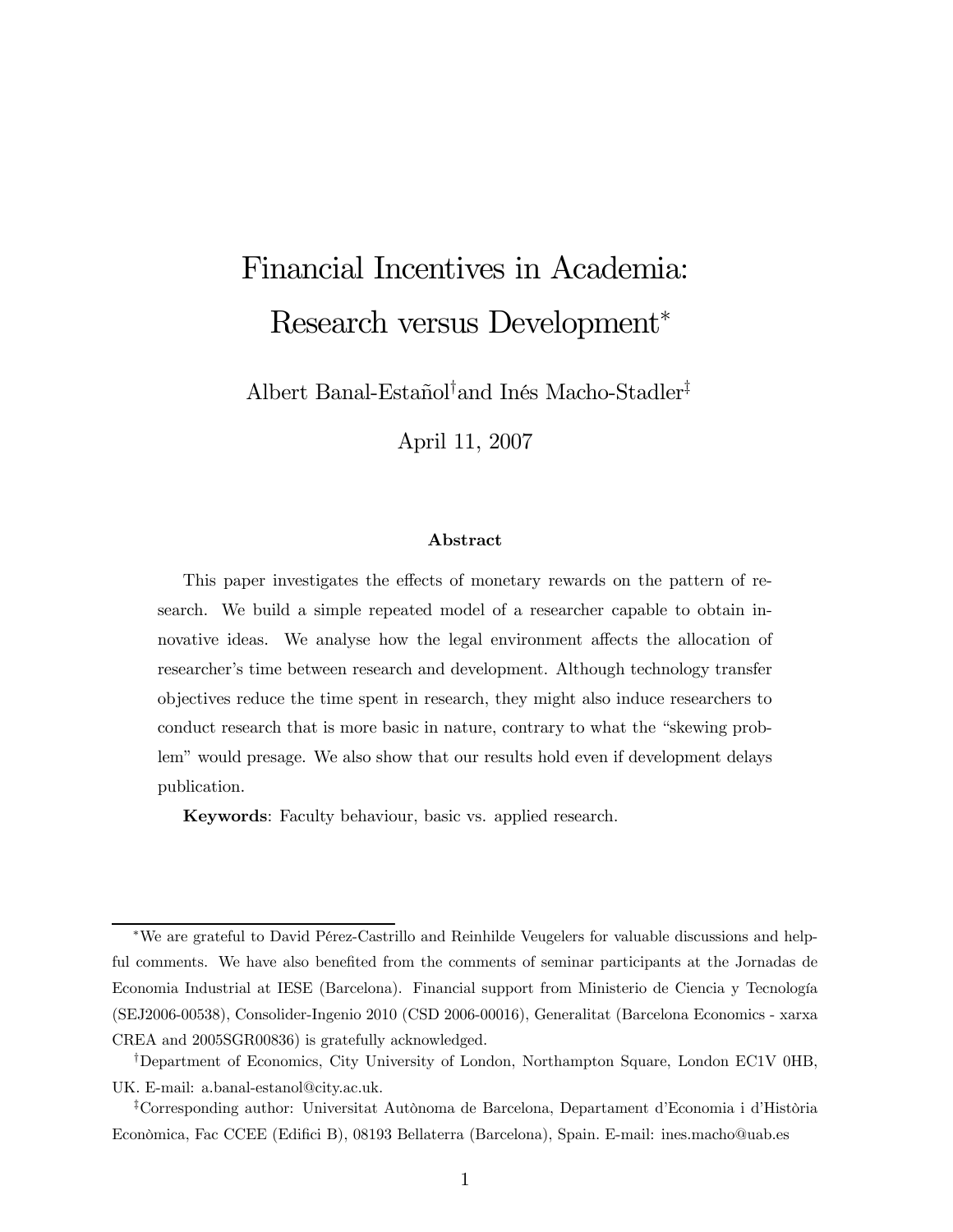# Financial Incentives in Academia: Research versus Development*

Albert Banal-Estañol[†] and Inés Macho-Stadler[‡]

April 11, 2007

### Abstract

This paper investigates the effects of monetary rewards on the pattern of research. We build a simple repeated model of a researcher capable to obtain innovative ideas. We analyse how the legal environment affects the allocation of researcher's time between research and development. Although technology transfer objectives reduce the time spent in research, they might also induce researchers to conduct research that is more basic in nature, contrary to what the "skewing problem" would presage. We also show that our results hold even if development delays publication.

**Keywords**: Faculty behaviour, basic vs. applied research.

---

*We are grateful to David Pérez-Castrillo and Reinhilde Veugelers for valuable discussions and helpful comments. We have also benefited from the comments of seminar participants at the Jornadas de Economia Industrial at IESE (Barcelona). Financial support from Ministerio de Ciencia y Tecnología (SEJ2006-00538), Consolider-Ingenio 2010 (CSD 2006-00016), Generalitat (Barcelona Economics - xarxa CREA and 2005SGR00836) is gratefully acknowledged.

[†]Department of Economics, City University of London, Northampton Square, London EC1V 0HB, UK. E-mail: a.banal-estanol@city.ac.uk.

[‡]Corresponding author: Universitat Autònoma de Barcelona, Departament d'Economia i d'Història Econòmica, Fac CCEE (Edifici B), 08193 Bellaterra (Barcelona), Spain. E-mail: ines.macho@uab.es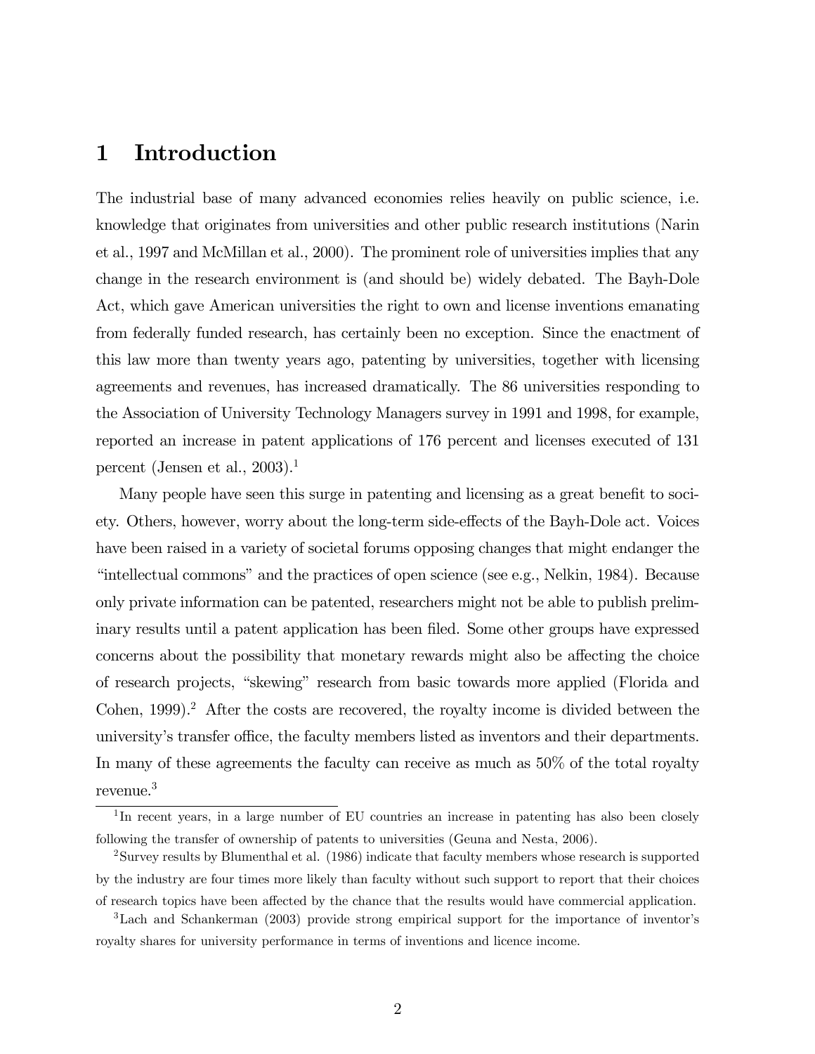# 1 Introduction

The industrial base of many advanced economies relies heavily on public science, i.e. knowledge that originates from universities and other public research institutions (Narin et al., 1997 and McMillan et al., 2000). The prominent role of universities implies that any change in the research environment is (and should be) widely debated. The Bayh-Dole Act, which gave American universities the right to own and license inventions emanating from federally funded research, has certainly been no exception. Since the enactment of this law more than twenty years ago, patenting by universities, together with licensing agreements and revenues, has increased dramatically. The 86 universities responding to the Association of University Technology Managers survey in 1991 and 1998, for example, reported an increase in patent applications of 176 percent and licenses executed of 131 percent (Jensen et al., 2003).[1]

Many people have seen this surge in patenting and licensing as a great benefit to society. Others, however, worry about the long-term side-effects of the Bayh-Dole act. Voices have been raised in a variety of societal forums opposing changes that might endanger the "intellectual commons" and the practices of open science (see e.g., Nelkin, 1984). Because only private information can be patented, researchers might not be able to publish preliminary results until a patent application has been filed. Some other groups have expressed concerns about the possibility that monetary rewards might also be affecting the choice of research projects, "skewing" research from basic towards more applied (Florida and Cohen, 1999).[2] After the costs are recovered, the royalty income is divided between the university's transfer office, the faculty members listed as inventors and their departments. In many of these agreements the faculty can receive as much as 50% of the total royalty revenue.[3]

[1] In recent years, in a large number of EU countries an increase in patenting has also been closely following the transfer of ownership of patents to universities (Geuna and Nesta, 2006).

[2] Survey results by Blumenthal et al. (1986) indicate that faculty members whose research is supported by the industry are four times more likely than faculty without such support to report that their choices of research topics have been affected by the chance that the results would have commercial application.

[3] Lach and Schankerman (2003) provide strong empirical support for the importance of inventor's royalty shares for university performance in terms of inventions and licence income.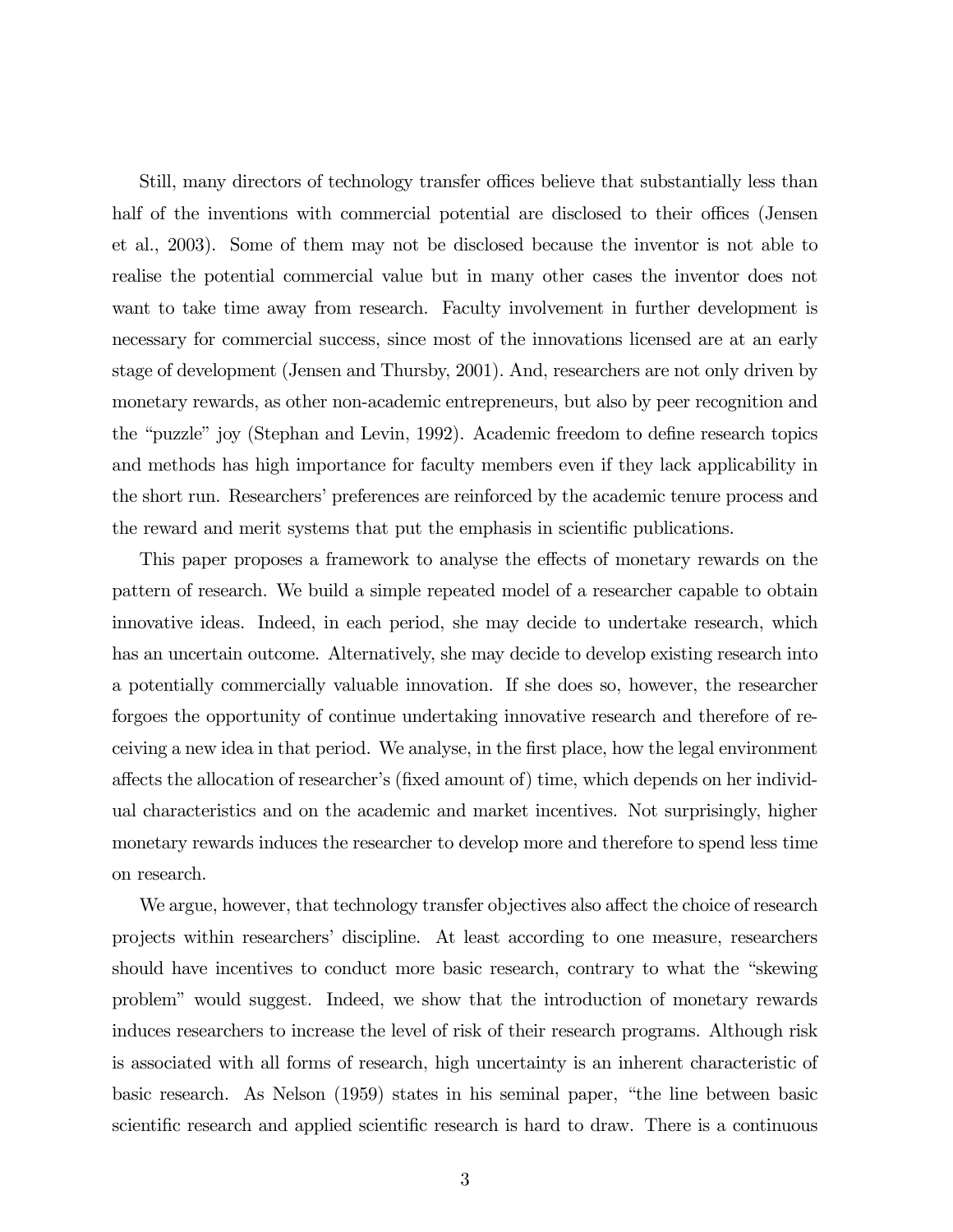Still, many directors of technology transfer offices believe that substantially less than half of the inventions with commercial potential are disclosed to their offices (Jensen et al., 2003). Some of them may not be disclosed because the inventor is not able to realise the potential commercial value but in many other cases the inventor does not want to take time away from research. Faculty involvement in further development is necessary for commercial success, since most of the innovations licensed are at an early stage of development (Jensen and Thursby, 2001). And, researchers are not only driven by monetary rewards, as other non-academic entrepreneurs, but also by peer recognition and the "puzzle" joy (Stephan and Levin, 1992). Academic freedom to define research topics and methods has high importance for faculty members even if they lack applicability in the short run. Researchers' preferences are reinforced by the academic tenure process and the reward and merit systems that put the emphasis in scientific publications.

This paper proposes a framework to analyse the effects of monetary rewards on the pattern of research. We build a simple repeated model of a researcher capable to obtain innovative ideas. Indeed, in each period, she may decide to undertake research, which has an uncertain outcome. Alternatively, she may decide to develop existing research into a potentially commercially valuable innovation. If she does so, however, the researcher forgoes the opportunity of continue undertaking innovative research and therefore of receiving a new idea in that period. We analyse, in the first place, how the legal environment affects the allocation of researcher's (fixed amount of) time, which depends on her individual characteristics and on the academic and market incentives. Not surprisingly, higher monetary rewards induces the researcher to develop more and therefore to spend less time on research.

We argue, however, that technology transfer objectives also affect the choice of research projects within researchers' discipline. At least according to one measure, researchers should have incentives to conduct more basic research, contrary to what the "skewing problem" would suggest. Indeed, we show that the introduction of monetary rewards induces researchers to increase the level of risk of their research programs. Although risk is associated with all forms of research, high uncertainty is an inherent characteristic of basic research. As Nelson (1959) states in his seminal paper, "the line between basic scientific research and applied scientific research is hard to draw. There is a continuous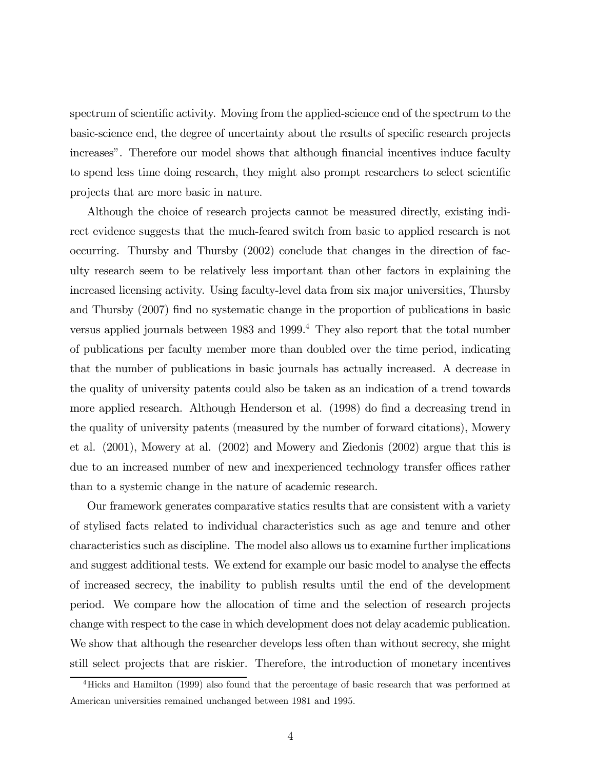spectrum of scientific activity. Moving from the applied-science end of the spectrum to the basic-science end, the degree of uncertainty about the results of specific research projects increases". Therefore our model shows that although financial incentives induce faculty to spend less time doing research, they might also prompt researchers to select scientific projects that are more basic in nature.

Although the choice of research projects cannot be measured directly, existing indirect evidence suggests that the much-feared switch from basic to applied research is not occurring. Thursby and Thursby (2002) conclude that changes in the direction of faculty research seem to be relatively less important than other factors in explaining the increased licensing activity. Using faculty-level data from six major universities, Thursby and Thursby (2007) find no systematic change in the proportion of publications in basic versus applied journals between 1983 and 1999.[4] They also report that the total number of publications per faculty member more than doubled over the time period, indicating that the number of publications in basic journals has actually increased. A decrease in the quality of university patents could also be taken as an indication of a trend towards more applied research. Although Henderson et al. (1998) do find a decreasing trend in the quality of university patents (measured by the number of forward citations), Mowery et al. (2001), Mowery at al. (2002) and Mowery and Ziedonis (2002) argue that this is due to an increased number of new and inexperienced technology transfer offices rather than to a systemic change in the nature of academic research.

Our framework generates comparative statics results that are consistent with a variety of stylised facts related to individual characteristics such as age and tenure and other characteristics such as discipline. The model also allows us to examine further implications and suggest additional tests. We extend for example our basic model to analyse the effects of increased secrecy, the inability to publish results until the end of the development period. We compare how the allocation of time and the selection of research projects change with respect to the case in which development does not delay academic publication. We show that although the researcher develops less often than without secrecy, she might still select projects that are riskier. Therefore, the introduction of monetary incentives

[4] Hicks and Hamilton (1999) also found that the percentage of basic research that was performed at American universities remained unchanged between 1981 and 1995.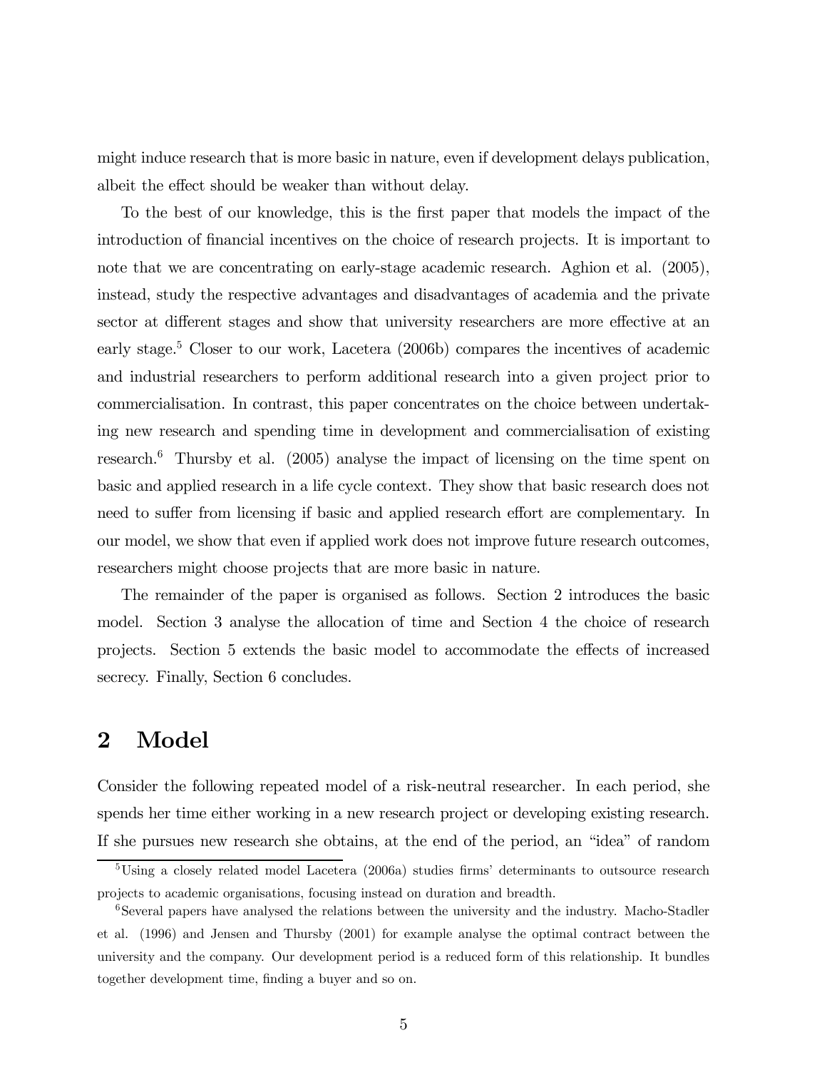might induce research that is more basic in nature, even if development delays publication, albeit the effect should be weaker than without delay.

To the best of our knowledge, this is the first paper that models the impact of the introduction of financial incentives on the choice of research projects. It is important to note that we are concentrating on early-stage academic research. Aghion et al. (2005), instead, study the respective advantages and disadvantages of academia and the private sector at different stages and show that university researchers are more effective at an early stage.[5] Closer to our work, Lacetera (2006b) compares the incentives of academic and industrial researchers to perform additional research into a given project prior to commercialisation. In contrast, this paper concentrates on the choice between undertaking new research and spending time in development and commercialisation of existing research.[6] Thursby et al. (2005) analyse the impact of licensing on the time spent on basic and applied research in a life cycle context. They show that basic research does not need to suffer from licensing if basic and applied research effort are complementary. In our model, we show that even if applied work does not improve future research outcomes, researchers might choose projects that are more basic in nature.

The remainder of the paper is organised as follows. Section 2 introduces the basic model. Section 3 analyse the allocation of time and Section 4 the choice of research projects. Section 5 extends the basic model to accommodate the effects of increased secrecy. Finally, Section 6 concludes.

# 2 Model

Consider the following repeated model of a risk-neutral researcher. In each period, she spends her time either working in a new research project or developing existing research. If she pursues new research she obtains, at the end of the period, an "idea" of random

[5] Using a closely related model Lacetera (2006a) studies firms' determinants to outsource research projects to academic organisations, focusing instead on duration and breadth.

[6] Several papers have analysed the relations between the university and the industry. Macho-Stadler et al. (1996) and Jensen and Thursby (2001) for example analyse the optimal contract between the university and the company. Our development period is a reduced form of this relationship. It bundles together development time, finding a buyer and so on.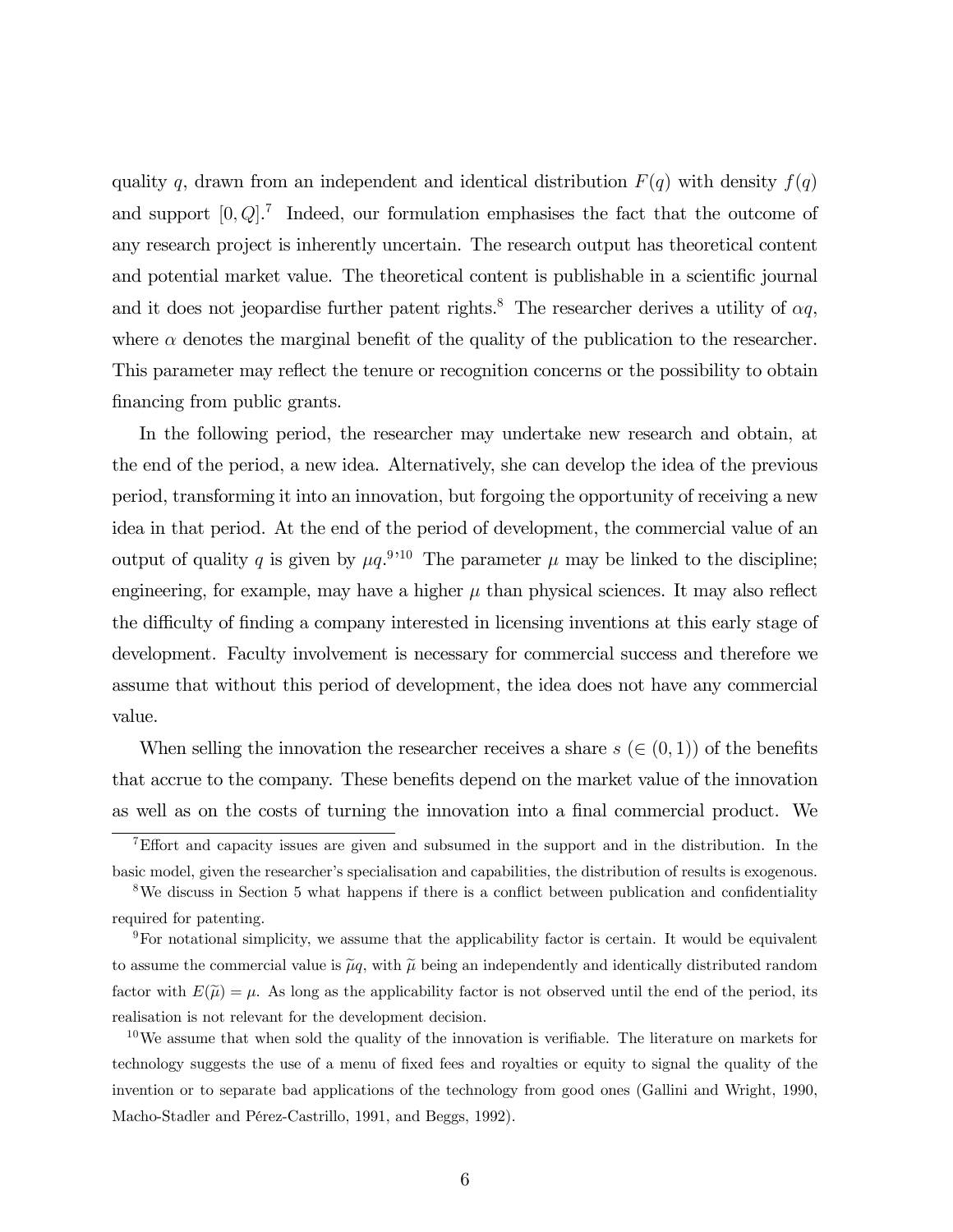quality $q$, drawn from an independent and identical distribution $F(q)$ with density $f(q)$ and support $[0, Q]$.[7] Indeed, our formulation emphasises the fact that the outcome of any research project is inherently uncertain. The research output has theoretical content and potential market value. The theoretical content is publishable in a scientific journal and it does not jeopardise further patent rights.[8] The researcher derives a utility of $\alpha q$, where $\alpha$ denotes the marginal benefit of the quality of the publication to the researcher. This parameter may reflect the tenure or recognition concerns or the possibility to obtain financing from public grants.

In the following period, the researcher may undertake new research and obtain, at the end of the period, a new idea. Alternatively, she can develop the idea of the previous period, transforming it into an innovation, but forgoing the opportunity of receiving a new idea in that period. At the end of the period of development, the commercial value of an output of quality $q$ is given by $\mu q$.[9,10] The parameter $\mu$ may be linked to the discipline; engineering, for example, may have a higher $\mu$ than physical sciences. It may also reflect the difficulty of finding a company interested in licensing inventions at this early stage of development. Faculty involvement is necessary for commercial success and therefore we assume that without this period of development, the idea does not have any commercial value.

When selling the innovation the researcher receives a share $s$ ($\in (0,1)$) of the benefits that accrue to the company. These benefits depend on the market value of the innovation as well as on the costs of turning the innovation into a final commercial product. We

---

[7] Effort and capacity issues are given and subsumed in the support and in the distribution. In the basic model, given the researcher's specialisation and capabilities, the distribution of results is exogenous.

[8] We discuss in Section 5 what happens if there is a conflict between publication and confidentiality required for patenting.

[9] For notational simplicity, we assume that the applicability factor is certain. It would be equivalent to assume the commercial value is $\widetilde{\mu}q$, with $\widetilde{\mu}$ being an independently and identically distributed random factor with $E(\widetilde{\mu}) = \mu$. As long as the applicability factor is not observed until the end of the period, its realisation is not relevant for the development decision.

[10] We assume that when sold the quality of the innovation is verifiable. The literature on markets for technology suggests the use of a menu of fixed fees and royalties or equity to signal the quality of the invention or to separate bad applications of the technology from good ones (Gallini and Wright, 1990, Macho-Stadler and Pérez-Castrillo, 1991, and Beggs, 1992).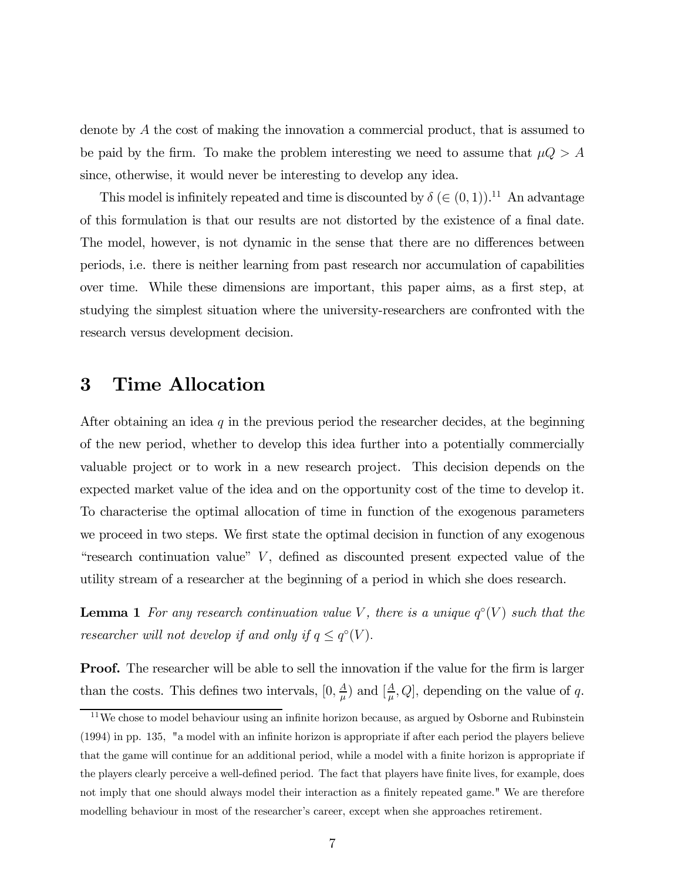denote by $A$ the cost of making the innovation a commercial product, that is assumed to be paid by the firm. To make the problem interesting we need to assume that $\mu Q > A$ since, otherwise, it would never be interesting to develop any idea.

This model is infinitely repeated and time is discounted by $\delta$ ($\in (0,1)$).[11] An advantage of this formulation is that our results are not distorted by the existence of a final date. The model, however, is not dynamic in the sense that there are no differences between periods, i.e. there is neither learning from past research nor accumulation of capabilities over time. While these dimensions are important, this paper aims, as a first step, at studying the simplest situation where the university-researchers are confronted with the research versus development decision.

# 3 Time Allocation

After obtaining an idea $q$ in the previous period the researcher decides, at the beginning of the new period, whether to develop this idea further into a potentially commercially valuable project or to work in a new research project. This decision depends on the expected market value of the idea and on the opportunity cost of the time to develop it. To characterise the optimal allocation of time in function of the exogenous parameters we proceed in two steps. We first state the optimal decision in function of any exogenous "research continuation value" $V$, defined as discounted present expected value of the utility stream of a researcher at the beginning of a period in which she does research.

**Lemma 1** *For any research continuation value $V$, there is a unique $q^{\circ}(V)$ such that the researcher will not develop if and only if $q \leq q^{\circ}(V)$.*

**Proof.** The researcher will be able to sell the innovation if the value for the firm is larger than the costs. This defines two intervals, $[0, \frac{A}{\mu})$ and $[\frac{A}{\mu}, Q]$, depending on the value of $q$.

[11] We chose to model behaviour using an infinite horizon because, as argued by Osborne and Rubinstein (1994) in pp. 135, "a model with an infinite horizon is appropriate if after each period the players believe that the game will continue for an additional period, while a model with a finite horizon is appropriate if the players clearly perceive a well-defined period. The fact that players have finite lives, for example, does not imply that one should always model their interaction as a finitely repeated game." We are therefore modelling behaviour in most of the researcher's career, except when she approaches retirement.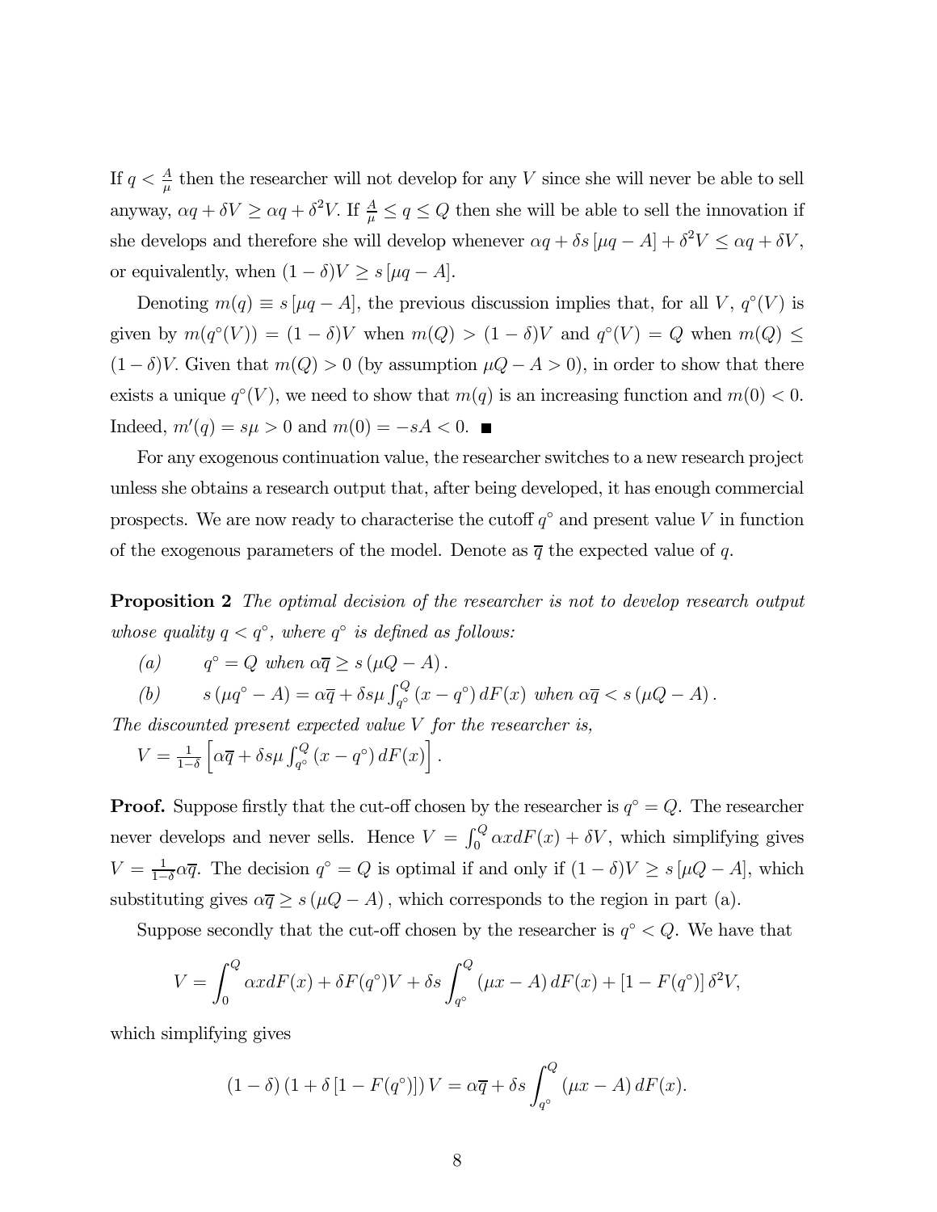If $q < \frac{A}{\mu}$ then the researcher will not develop for any $V$ since she will never be able to sell anyway, $\alpha q + \delta V \geq \alpha q + \delta^2 V$. If $\frac{A}{\mu} \leq q \leq Q$ then she will be able to sell the innovation if she develops and therefore she will develop whenever $\alpha q + \delta s [\mu q - A] + \delta^2 V \leq \alpha q + \delta V$, or equivalently, when $(1-\delta)V \geq s[\mu q - A]$.

Denoting $m(q) \equiv s[\mu q - A]$, the previous discussion implies that, for all $V$, $q^\circ(V)$ is given by $m(q^\circ(V)) = (1-\delta)V$ when $m(Q) > (1-\delta)V$ and $q^\circ(V) = Q$ when $m(Q) \leq (1-\delta)V$. Given that $m(Q) > 0$ (by assumption $\mu Q - A > 0$), in order to show that there exists a unique $q^\circ(V)$, we need to show that $m(q)$ is an increasing function and $m(0) < 0$. Indeed, $m'(q) = s\mu > 0$ and $m(0) = -sA < 0$. ■

For any exogenous continuation value, the researcher switches to a new research project unless she obtains a research output that, after being developed, it has enough commercial prospects. We are now ready to characterise the cutoff $q^\circ$ and present value $V$ in function of the exogenous parameters of the model. Denote as $\overline{q}$ the expected value of $q$.

**Proposition 2** *The optimal decision of the researcher is not to develop research output whose quality $q < q^\circ$, where $q^\circ$ is defined as follows:*

*(a)* $\quad q^\circ = Q$ *when* $\alpha\overline{q} \geq s(\mu Q - A)$.

*(b)* $\quad s(\mu q^\circ - A) = \alpha\overline{q} + \delta s\mu \int_{q^\circ}^{Q} (x - q^\circ)\, dF(x)$ *when* $\alpha\overline{q} < s(\mu Q - A)$.

*The discounted present expected value $V$ for the researcher is,*

$V = \frac{1}{1-\delta}\left[\alpha\overline{q} + \delta s\mu \int_{q^\circ}^{Q} (x - q^\circ)\, dF(x)\right].$

**Proof.** Suppose firstly that the cut-off chosen by the researcher is $q^\circ = Q$. The researcher never develops and never sells. Hence $V = \int_0^Q \alpha x dF(x) + \delta V$, which simplifying gives $V = \frac{1}{1-\delta}\alpha\overline{q}$. The decision $q^\circ = Q$ is optimal if and only if $(1-\delta)V \geq s[\mu Q - A]$, which substituting gives $\alpha\overline{q} \geq s(\mu Q - A)$, which corresponds to the region in part (a).

Suppose secondly that the cut-off chosen by the researcher is $q^\circ < Q$. We have that

$$V = \int_0^Q \alpha x dF(x) + \delta F(q^\circ)V + \delta s \int_{q^\circ}^{Q} (\mu x - A)\, dF(x) + [1 - F(q^\circ)]\, \delta^2 V,$$

which simplifying gives

$$(1-\delta)(1 + \delta[1 - F(q^\circ)])\, V = \alpha\overline{q} + \delta s \int_{q^\circ}^{Q} (\mu x - A)\, dF(x).$$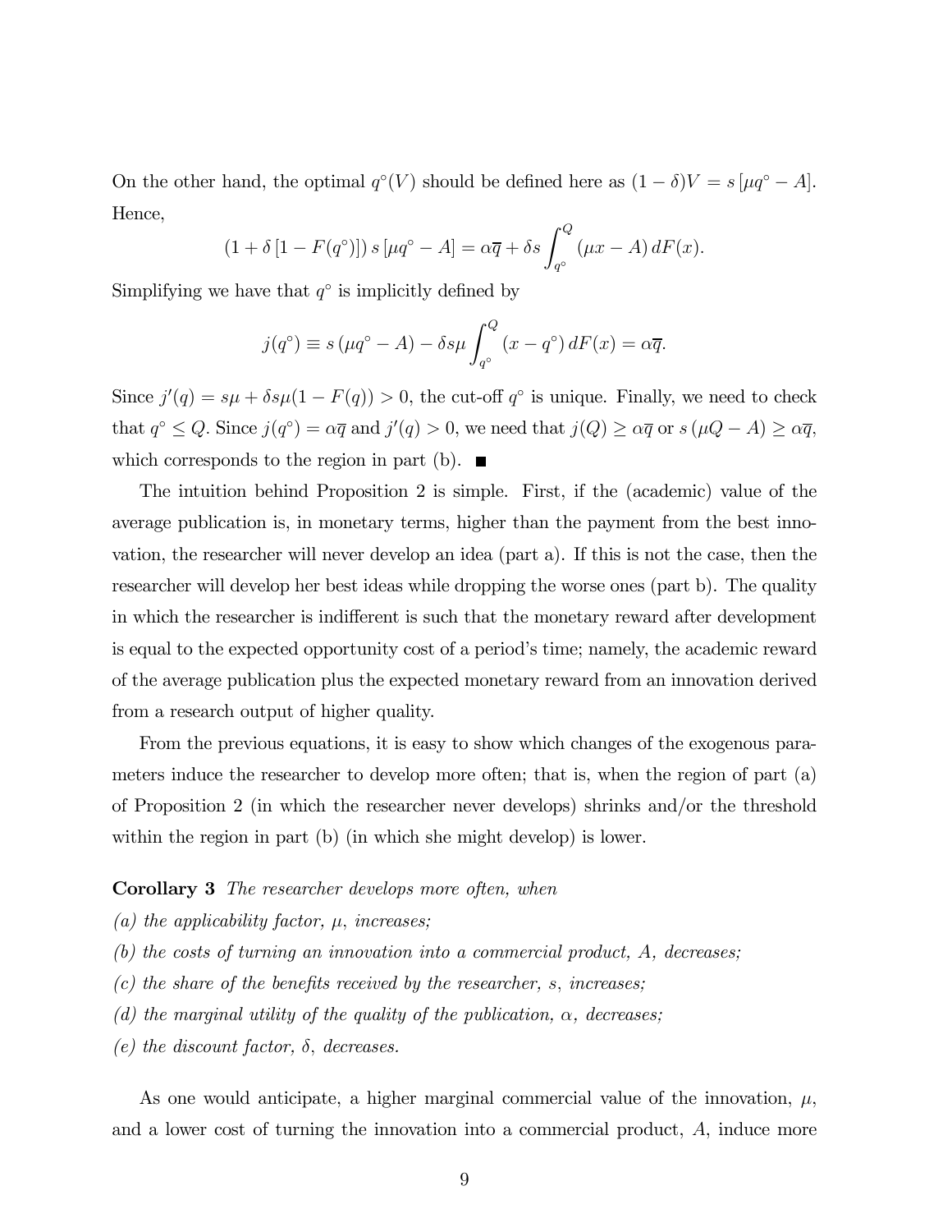On the other hand, the optimal $q^{\circ}(V)$ should be defined here as $(1-\delta)V = s\left[\mu q^{\circ} - A\right]$. Hence,

$$(1 + \delta\left[1 - F(q^{\circ})\right]) s\left[\mu q^{\circ} - A\right] = \alpha\overline{q} + \delta s \int_{q^{\circ}}^{Q} (\mu x - A)\, dF(x).$$

Simplifying we have that $q^{\circ}$ is implicitly defined by

$$j(q^{\circ}) \equiv s\left(\mu q^{\circ} - A\right) - \delta s\mu \int_{q^{\circ}}^{Q} (x - q^{\circ})\, dF(x) = \alpha\overline{q}.$$

Since $j'(q) = s\mu + \delta s\mu(1 - F(q)) > 0$, the cut-off $q^{\circ}$ is unique. Finally, we need to check that $q^{\circ} \leq Q$. Since $j(q^{\circ}) = \alpha\overline{q}$ and $j'(q) > 0$, we need that $j(Q) \geq \alpha\overline{q}$ or $s\left(\mu Q - A\right) \geq \alpha\overline{q}$, which corresponds to the region in part (b). ■

The intuition behind Proposition 2 is simple. First, if the (academic) value of the average publication is, in monetary terms, higher than the payment from the best innovation, the researcher will never develop an idea (part a). If this is not the case, then the researcher will develop her best ideas while dropping the worse ones (part b). The quality in which the researcher is indifferent is such that the monetary reward after development is equal to the expected opportunity cost of a period's time; namely, the academic reward of the average publication plus the expected monetary reward from an innovation derived from a research output of higher quality.

From the previous equations, it is easy to show which changes of the exogenous parameters induce the researcher to develop more often; that is, when the region of part (a) of Proposition 2 (in which the researcher never develops) shrinks and/or the threshold within the region in part (b) (in which she might develop) is lower.

**Corollary 3** *The researcher develops more often, when*
*(a) the applicability factor, $\mu$, increases;*
*(b) the costs of turning an innovation into a commercial product, $A$, decreases;*
*(c) the share of the benefits received by the researcher, $s$, increases;*
*(d) the marginal utility of the quality of the publication, $\alpha$, decreases;*
*(e) the discount factor, $\delta$, decreases.*

As one would anticipate, a higher marginal commercial value of the innovation, $\mu$, and a lower cost of turning the innovation into a commercial product, $A$, induce more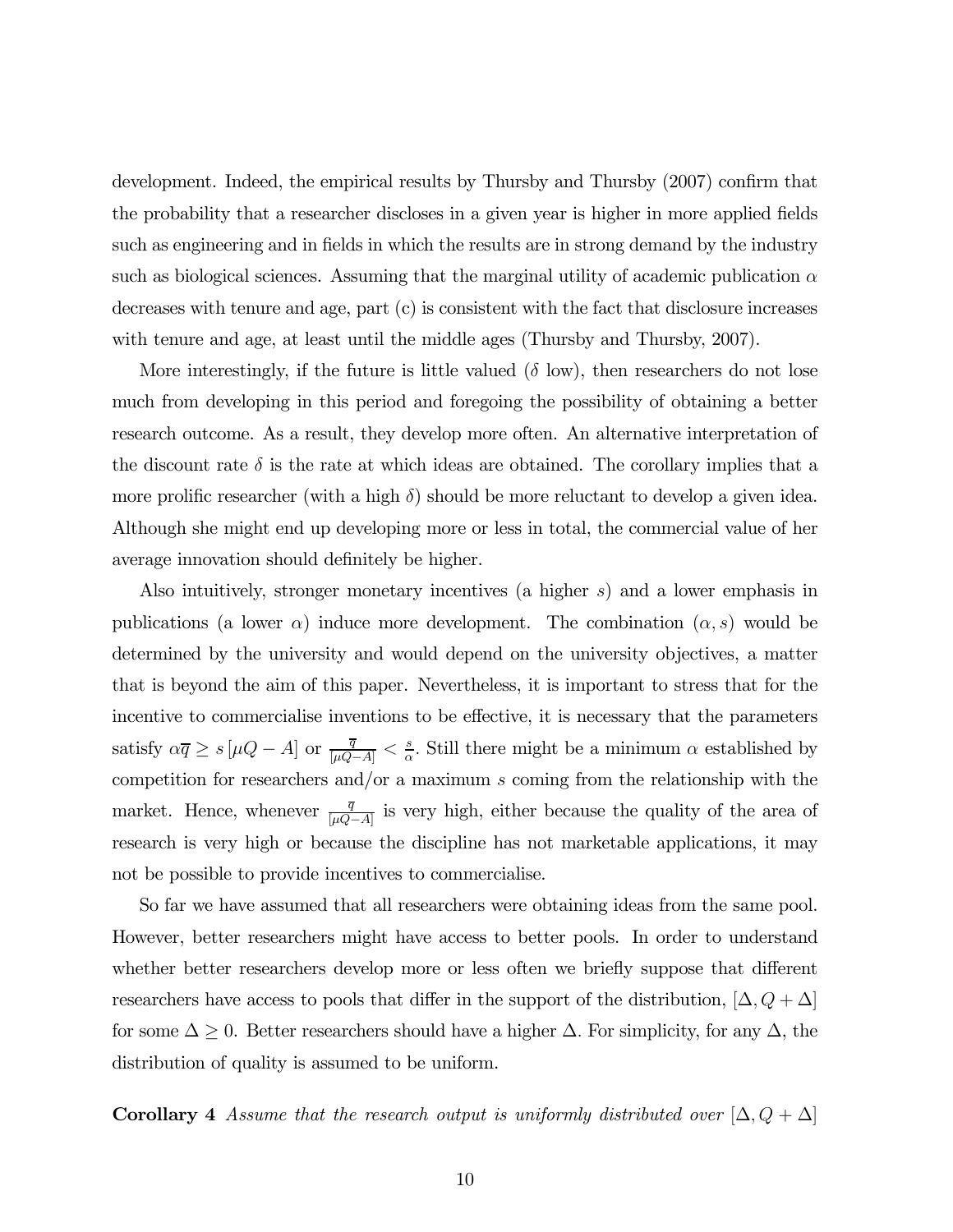development. Indeed, the empirical results by Thursby and Thursby (2007) confirm that the probability that a researcher discloses in a given year is higher in more applied fields such as engineering and in fields in which the results are in strong demand by the industry such as biological sciences. Assuming that the marginal utility of academic publication $\alpha$ decreases with tenure and age, part (c) is consistent with the fact that disclosure increases with tenure and age, at least until the middle ages (Thursby and Thursby, 2007).

More interestingly, if the future is little valued ($\delta$ low), then researchers do not lose much from developing in this period and foregoing the possibility of obtaining a better research outcome. As a result, they develop more often. An alternative interpretation of the discount rate $\delta$ is the rate at which ideas are obtained. The corollary implies that a more prolific researcher (with a high $\delta$) should be more reluctant to develop a given idea. Although she might end up developing more or less in total, the commercial value of her average innovation should definitely be higher.

Also intuitively, stronger monetary incentives (a higher $s$) and a lower emphasis in publications (a lower $\alpha$) induce more development. The combination $(\alpha, s)$ would be determined by the university and would depend on the university objectives, a matter that is beyond the aim of this paper. Nevertheless, it is important to stress that for the incentive to commercialise inventions to be effective, it is necessary that the parameters satisfy $\alpha\overline{q} \geq s\left[\mu Q - A\right]$ or $\frac{\overline{q}}{[\mu Q - A]} < \frac{s}{\alpha}$. Still there might be a minimum $\alpha$ established by competition for researchers and/or a maximum $s$ coming from the relationship with the market. Hence, whenever $\frac{\overline{q}}{[\mu Q - A]}$ is very high, either because the quality of the area of research is very high or because the discipline has not marketable applications, it may not be possible to provide incentives to commercialise.

So far we have assumed that all researchers were obtaining ideas from the same pool. However, better researchers might have access to better pools. In order to understand whether better researchers develop more or less often we briefly suppose that different researchers have access to pools that differ in the support of the distribution, $[\Delta, Q + \Delta]$ for some $\Delta \geq 0$. Better researchers should have a higher $\Delta$. For simplicity, for any $\Delta$, the distribution of quality is assumed to be uniform.

**Corollary 4** *Assume that the research output is uniformly distributed over* $[\Delta, Q + \Delta]$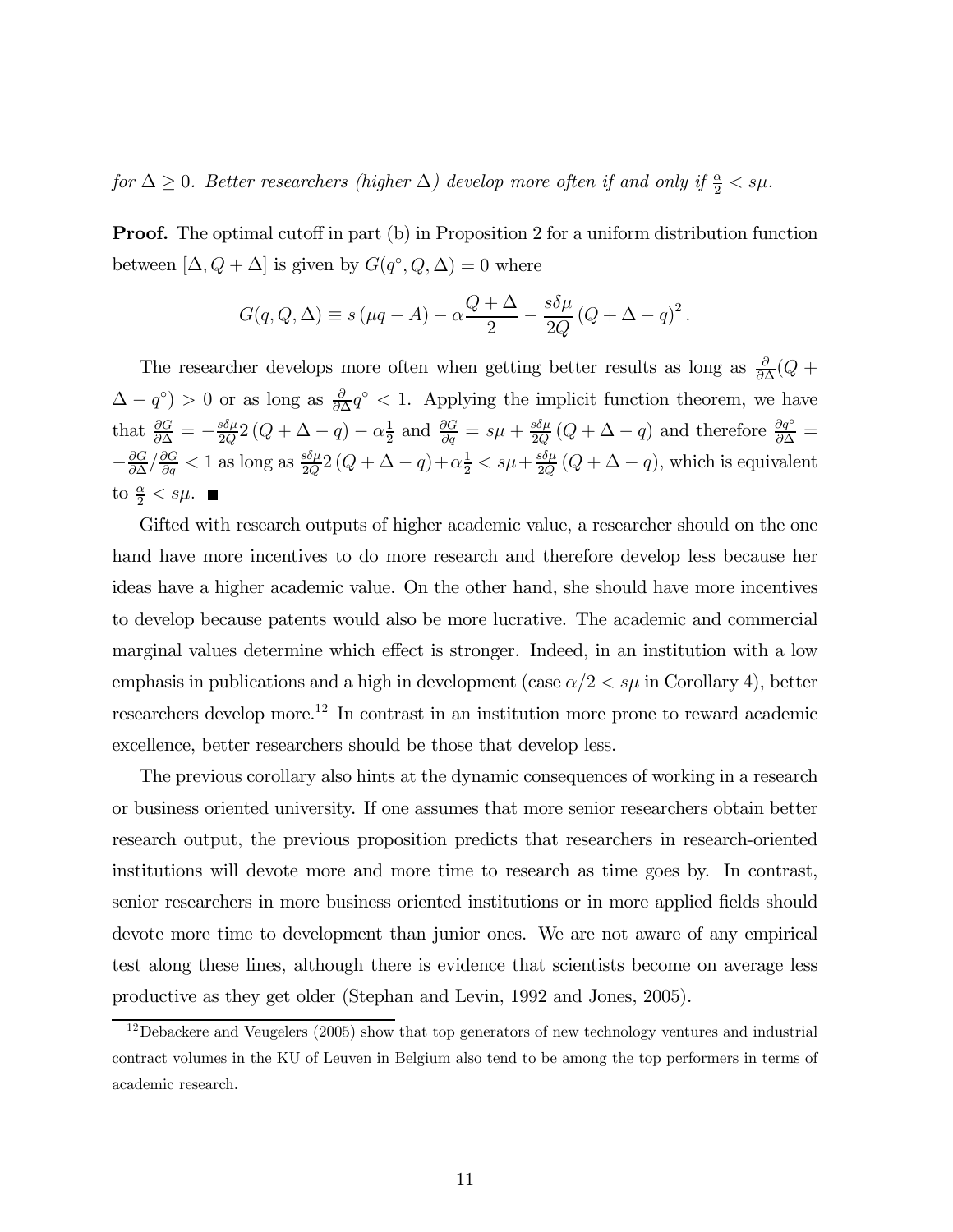*for $\Delta \geq 0$. Better researchers (higher $\Delta$) develop more often if and only if $\frac{\alpha}{2} < s\mu$.*

**Proof.** The optimal cutoff in part (b) in Proposition 2 for a uniform distribution function between $[\Delta, Q + \Delta]$ is given by $G(q^{\circ}, Q, \Delta) = 0$ where

$$G(q, Q, \Delta) \equiv s(\mu q - A) - \alpha \frac{Q + \Delta}{2} - \frac{s\delta\mu}{2Q}(Q + \Delta - q)^2.$$

The researcher develops more often when getting better results as long as $\frac{\partial}{\partial \Delta}(Q + \Delta - q^{\circ}) > 0$ or as long as $\frac{\partial}{\partial \Delta} q^{\circ} < 1$. Applying the implicit function theorem, we have that $\frac{\partial G}{\partial \Delta} = -\frac{s\delta\mu}{2Q} 2 (Q + \Delta - q) - \alpha \frac{1}{2}$ and $\frac{\partial G}{\partial q} = s\mu + \frac{s\delta\mu}{2Q}(Q + \Delta - q)$ and therefore $\frac{\partial q^{\circ}}{\partial \Delta} = -\frac{\partial G}{\partial \Delta} / \frac{\partial G}{\partial q} < 1$ as long as $\frac{s\delta\mu}{2Q} 2(Q + \Delta - q) + \alpha \frac{1}{2} < s\mu + \frac{s\delta\mu}{2Q}(Q + \Delta - q)$, which is equivalent to $\frac{\alpha}{2} < s\mu$. ■

Gifted with research outputs of higher academic value, a researcher should on the one hand have more incentives to do more research and therefore develop less because her ideas have a higher academic value. On the other hand, she should have more incentives to develop because patents would also be more lucrative. The academic and commercial marginal values determine which effect is stronger. Indeed, in an institution with a low emphasis in publications and a high in development (case $\alpha/2 < s\mu$ in Corollary 4), better researchers develop more.[12] In contrast in an institution more prone to reward academic excellence, better researchers should be those that develop less.

The previous corollary also hints at the dynamic consequences of working in a research or business oriented university. If one assumes that more senior researchers obtain better research output, the previous proposition predicts that researchers in research-oriented institutions will devote more and more time to research as time goes by. In contrast, senior researchers in more business oriented institutions or in more applied fields should devote more time to development than junior ones. We are not aware of any empirical test along these lines, although there is evidence that scientists become on average less productive as they get older (Stephan and Levin, 1992 and Jones, 2005).

[12] Debackere and Veugelers (2005) show that top generators of new technology ventures and industrial contract volumes in the KU of Leuven in Belgium also tend to be among the top performers in terms of academic research.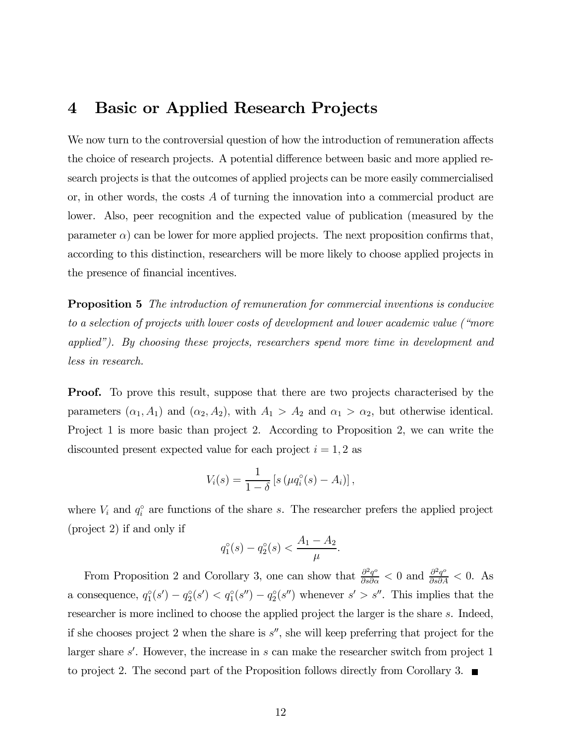## 4 Basic or Applied Research Projects

We now turn to the controversial question of how the introduction of remuneration affects the choice of research projects. A potential difference between basic and more applied research projects is that the outcomes of applied projects can be more easily commercialised or, in other words, the costs $A$ of turning the innovation into a commercial product are lower. Also, peer recognition and the expected value of publication (measured by the parameter $\alpha$) can be lower for more applied projects. The next proposition confirms that, according to this distinction, researchers will be more likely to choose applied projects in the presence of financial incentives.

**Proposition 5** *The introduction of remuneration for commercial inventions is conducive to a selection of projects with lower costs of development and lower academic value ("more applied"). By choosing these projects, researchers spend more time in development and less in research.*

**Proof.** To prove this result, suppose that there are two projects characterised by the parameters $(\alpha_1, A_1)$ and $(\alpha_2, A_2)$, with $A_1 > A_2$ and $\alpha_1 > \alpha_2$, but otherwise identical. Project 1 is more basic than project 2. According to Proposition 2, we can write the discounted present expected value for each project $i = 1, 2$ as

$$V_i(s) = \frac{1}{1-\delta}\left[s\left(\mu q_i^{\circ}(s) - A_i\right)\right],$$

where $V_i$ and $q_i^{\circ}$ are functions of the share $s$. The researcher prefers the applied project (project 2) if and only if

$$q_1^{\circ}(s) - q_2^{\circ}(s) < \frac{A_1 - A_2}{\mu}.$$

From Proposition 2 and Corollary 3, one can show that $\frac{\partial^2 q^o}{\partial s \partial \alpha} < 0$ and $\frac{\partial^2 q^o}{\partial s \partial A} < 0$. As a consequence, $q_1^{\circ}(s') - q_2^{\circ}(s') < q_1^{\circ}(s'') - q_2^{\circ}(s'')$ whenever $s' > s''$. This implies that the researcher is more inclined to choose the applied project the larger is the share $s$. Indeed, if she chooses project 2 when the share is $s''$, she will keep preferring that project for the larger share $s'$. However, the increase in $s$ can make the researcher switch from project 1 to project 2. The second part of the Proposition follows directly from Corollary 3. ■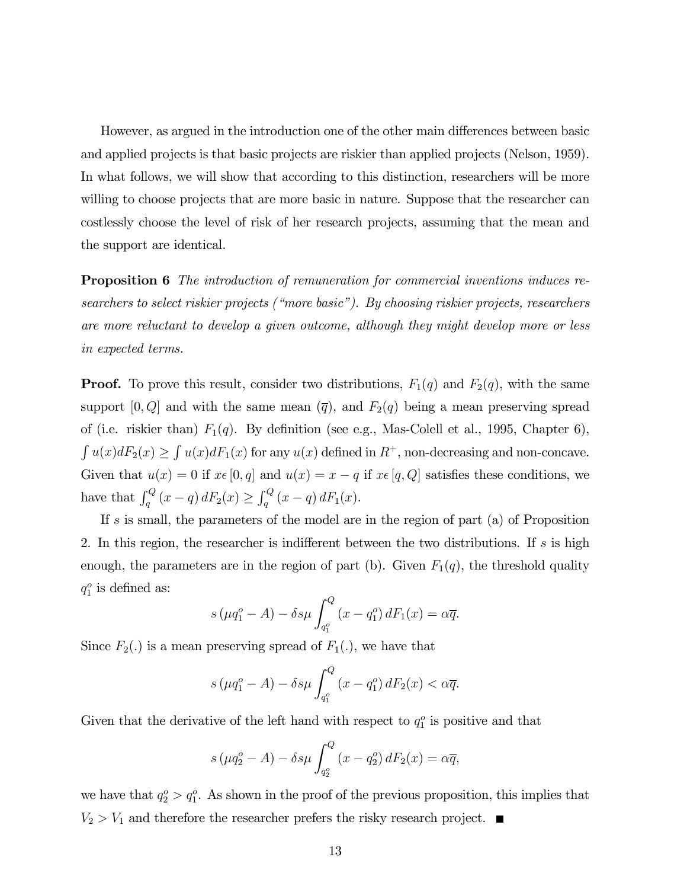However, as argued in the introduction one of the other main differences between basic and applied projects is that basic projects are riskier than applied projects (Nelson, 1959). In what follows, we will show that according to this distinction, researchers will be more willing to choose projects that are more basic in nature. Suppose that the researcher can costlessly choose the level of risk of her research projects, assuming that the mean and the support are identical.

**Proposition 6** *The introduction of remuneration for commercial inventions induces researchers to select riskier projects ("more basic"). By choosing riskier projects, researchers are more reluctant to develop a given outcome, although they might develop more or less in expected terms.*

**Proof.** To prove this result, consider two distributions, $F_1(q)$ and $F_2(q)$, with the same support $[0, Q]$ and with the same mean $(\overline{q})$, and $F_2(q)$ being a mean preserving spread of (i.e. riskier than) $F_1(q)$. By definition (see e.g., Mas-Colell et al., 1995, Chapter 6), $\int u(x)dF_2(x) \geq \int u(x)dF_1(x)$ for any $u(x)$ defined in $R^+$, non-decreasing and non-concave. Given that $u(x) = 0$ if $x \epsilon [0, q]$ and $u(x) = x - q$ if $x \epsilon [q, Q]$ satisfies these conditions, we have that $\int_q^Q (x - q) \, dF_2(x) \geq \int_q^Q (x - q) \, dF_1(x)$.

If $s$ is small, the parameters of the model are in the region of part (a) of Proposition 2. In this region, the researcher is indifferent between the two distributions. If $s$ is high enough, the parameters are in the region of part (b). Given $F_1(q)$, the threshold quality $q_1^o$ is defined as:

$$s \left(\mu q_1^o - A\right) - \delta s \mu \int_{q_1^o}^{Q} \left(x - q_1^o\right) dF_1(x) = \alpha \overline{q}.$$

Since $F_2(.)$ is a mean preserving spread of $F_1(.)$, we have that

$$s \left(\mu q_1^o - A\right) - \delta s \mu \int_{q_1^o}^{Q} \left(x - q_1^o\right) dF_2(x) < \alpha \overline{q}.$$

Given that the derivative of the left hand with respect to $q_1^o$ is positive and that

$$s \left(\mu q_2^o - A\right) - \delta s \mu \int_{q_2^o}^{Q} \left(x - q_2^o\right) dF_2(x) = \alpha \overline{q},$$

we have that $q_2^o > q_1^o$. As shown in the proof of the previous proposition, this implies that $V_2 > V_1$ and therefore the researcher prefers the risky research project. ■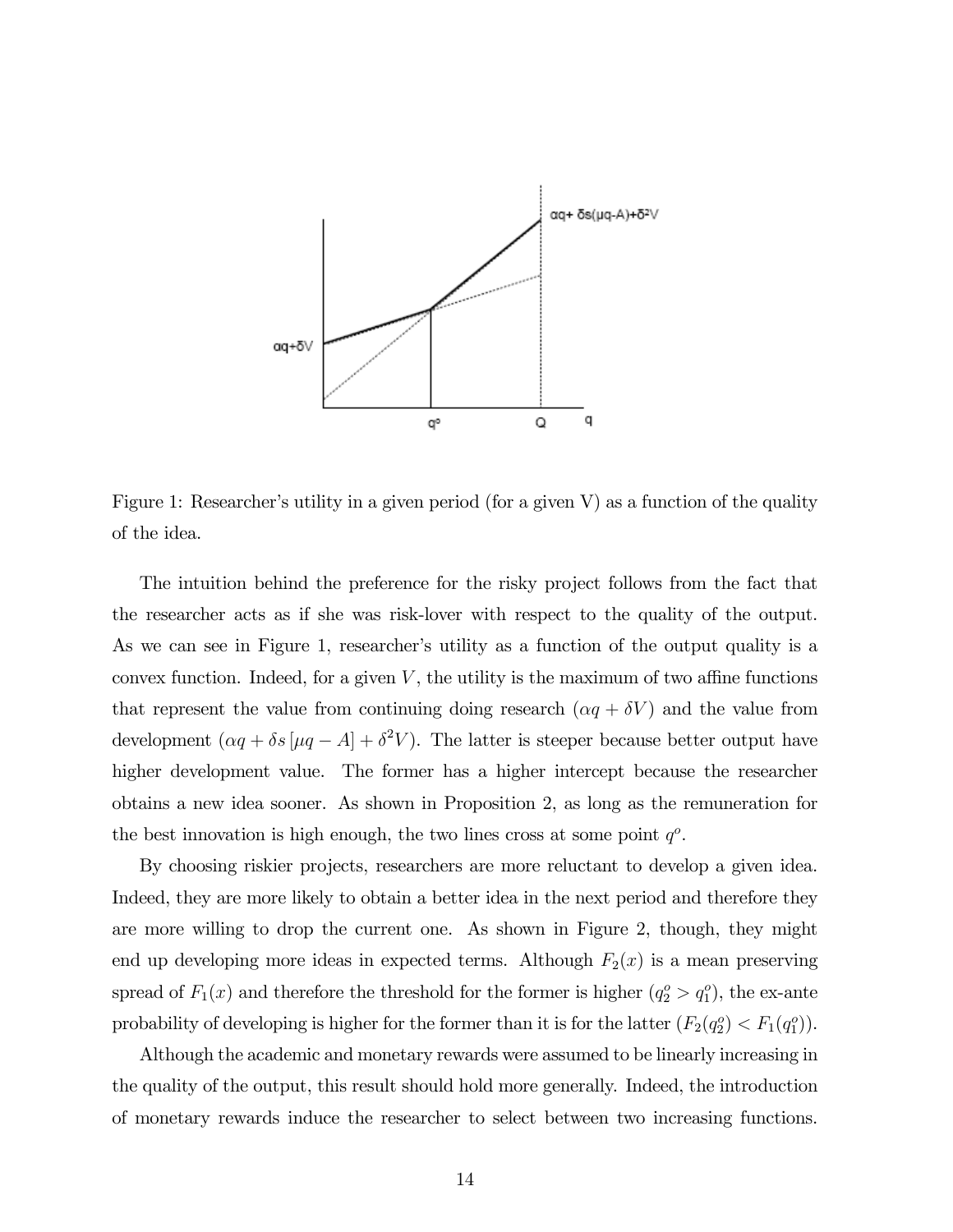Figure 1: Researcher's utility in a given period (for a given V) as a function of the quality of the idea.

The intuition behind the preference for the risky project follows from the fact that the researcher acts as if she was risk-lover with respect to the quality of the output. As we can see in Figure 1, researcher's utility as a function of the output quality is a convex function. Indeed, for a given $V$, the utility is the maximum of two affine functions that represent the value from continuing doing research ($\alpha q + \delta V$) and the value from development ($\alpha q + \delta s [\mu q - A] + \delta^2 V$). The latter is steeper because better output have higher development value. The former has a higher intercept because the researcher obtains a new idea sooner. As shown in Proposition 2, as long as the remuneration for the best innovation is high enough, the two lines cross at some point $q^o$.

By choosing riskier projects, researchers are more reluctant to develop a given idea. Indeed, they are more likely to obtain a better idea in the next period and therefore they are more willing to drop the current one. As shown in Figure 2, though, they might end up developing more ideas in expected terms. Although $F_2(x)$ is a mean preserving spread of $F_1(x)$ and therefore the threshold for the former is higher ($q_2^o > q_1^o$), the ex-ante probability of developing is higher for the former than it is for the latter ($F_2(q_2^o) < F_1(q_1^o)$).

Although the academic and monetary rewards were assumed to be linearly increasing in the quality of the output, this result should hold more generally. Indeed, the introduction of monetary rewards induce the researcher to select between two increasing functions.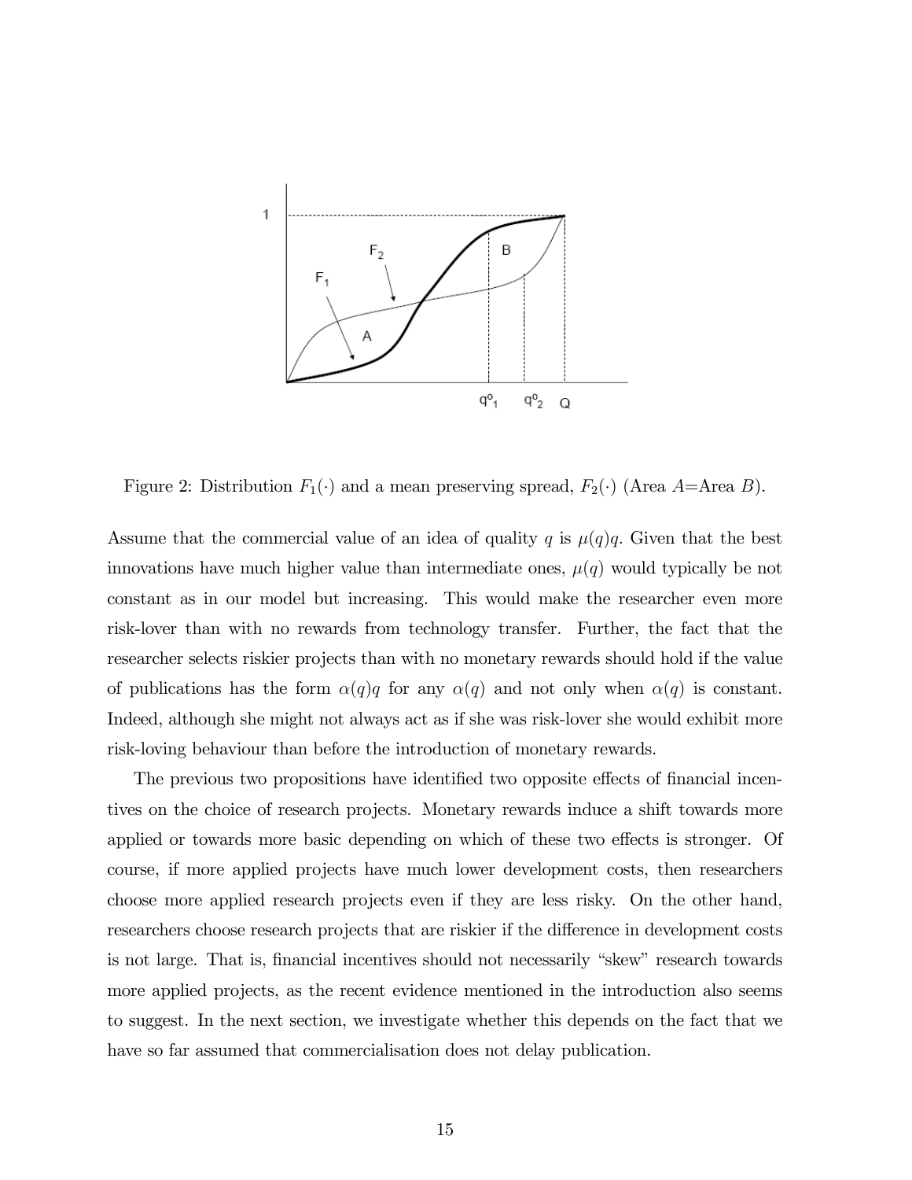Figure 2: Distribution $F_1(\cdot)$ and a mean preserving spread, $F_2(\cdot)$ (Area $A$=Area $B$).

Assume that the commercial value of an idea of quality $q$ is $\mu(q)q$. Given that the best innovations have much higher value than intermediate ones, $\mu(q)$ would typically be not constant as in our model but increasing. This would make the researcher even more risk-lover than with no rewards from technology transfer. Further, the fact that the researcher selects riskier projects than with no monetary rewards should hold if the value of publications has the form $\alpha(q)q$ for any $\alpha(q)$ and not only when $\alpha(q)$ is constant. Indeed, although she might not always act as if she was risk-lover she would exhibit more risk-loving behaviour than before the introduction of monetary rewards.

The previous two propositions have identified two opposite effects of financial incentives on the choice of research projects. Monetary rewards induce a shift towards more applied or towards more basic depending on which of these two effects is stronger. Of course, if more applied projects have much lower development costs, then researchers choose more applied research projects even if they are less risky. On the other hand, researchers choose research projects that are riskier if the difference in development costs is not large. That is, financial incentives should not necessarily "skew" research towards more applied projects, as the recent evidence mentioned in the introduction also seems to suggest. In the next section, we investigate whether this depends on the fact that we have so far assumed that commercialisation does not delay publication.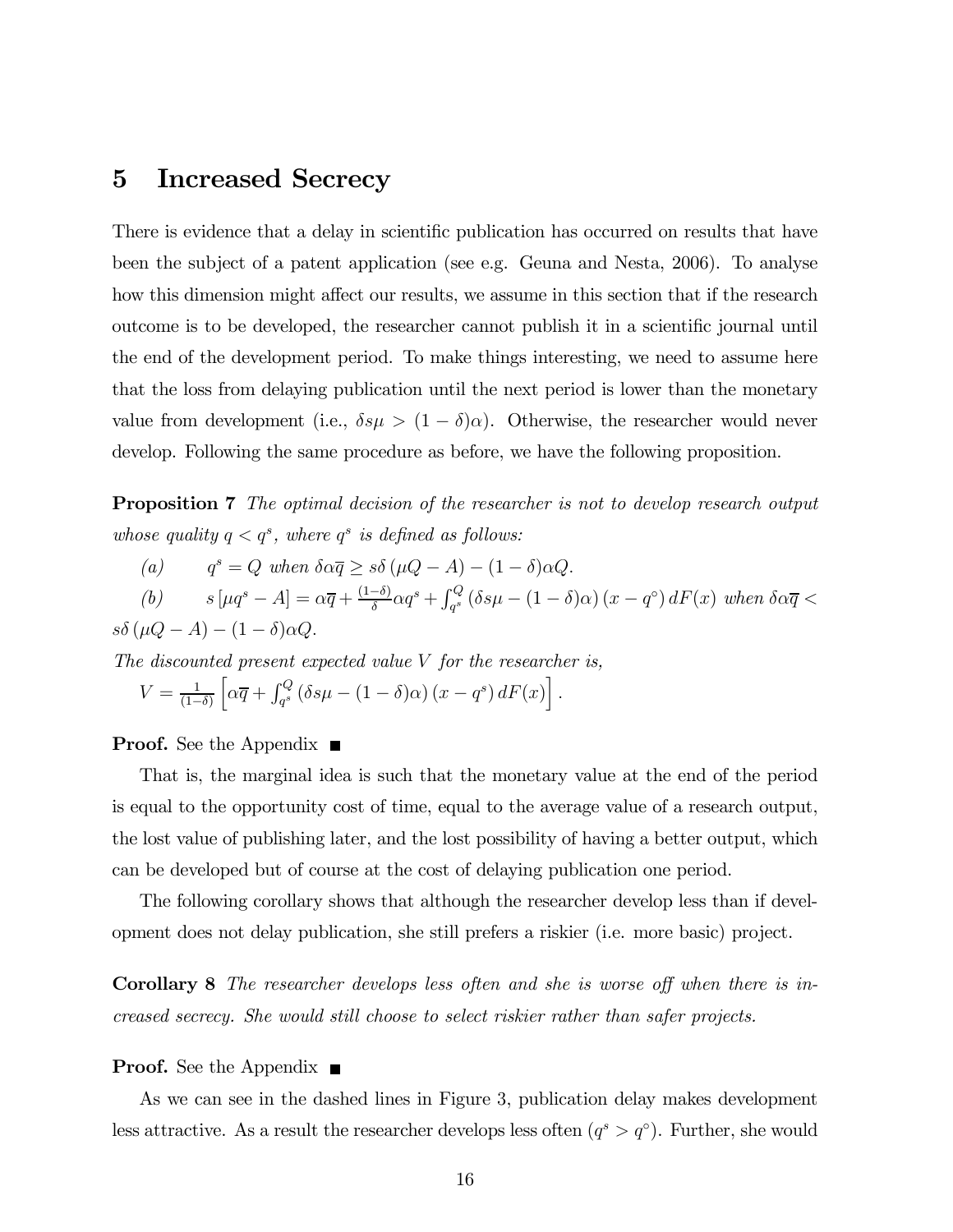# 5 Increased Secrecy

There is evidence that a delay in scientific publication has occurred on results that have been the subject of a patent application (see e.g. Geuna and Nesta, 2006). To analyse how this dimension might affect our results, we assume in this section that if the research outcome is to be developed, the researcher cannot publish it in a scientific journal until the end of the development period. To make things interesting, we need to assume here that the loss from delaying publication until the next period is lower than the monetary value from development (i.e., $\delta s\mu > (1-\delta)\alpha$). Otherwise, the researcher would never develop. Following the same procedure as before, we have the following proposition.

**Proposition 7** *The optimal decision of the researcher is not to develop research output whose quality $q < q^s$, where $q^s$ is defined as follows:*

(a) $\quad q^s = Q$ *when* $\delta\alpha\overline{q} \geq s\delta\left(\mu Q - A\right) - (1-\delta)\alpha Q$.

(b) $\quad s\left[\mu q^s - A\right] = \alpha\overline{q} + \frac{(1-\delta)}{\delta}\alpha q^s + \int_{q^s}^{Q}\left(\delta s\mu - (1-\delta)\alpha\right)(x - q^{\circ})\,dF(x)$ *when* $\delta\alpha\overline{q} < s\delta\left(\mu Q - A\right) - (1-\delta)\alpha Q$.

*The discounted present expected value $V$ for the researcher is,*

$V = \frac{1}{(1-\delta)}\left[\alpha\overline{q} + \int_{q^s}^{Q}\left(\delta s\mu - (1-\delta)\alpha\right)(x - q^s)\,dF(x)\right].$

**Proof.** See the Appendix ■

That is, the marginal idea is such that the monetary value at the end of the period is equal to the opportunity cost of time, equal to the average value of a research output, the lost value of publishing later, and the lost possibility of having a better output, which can be developed but of course at the cost of delaying publication one period.

The following corollary shows that although the researcher develop less than if development does not delay publication, she still prefers a riskier (i.e. more basic) project.

**Corollary 8** *The researcher develops less often and she is worse off when there is increased secrecy. She would still choose to select riskier rather than safer projects.*

**Proof.** See the Appendix ■

As we can see in the dashed lines in Figure 3, publication delay makes development less attractive. As a result the researcher develops less often ($q^s > q^{\circ}$). Further, she would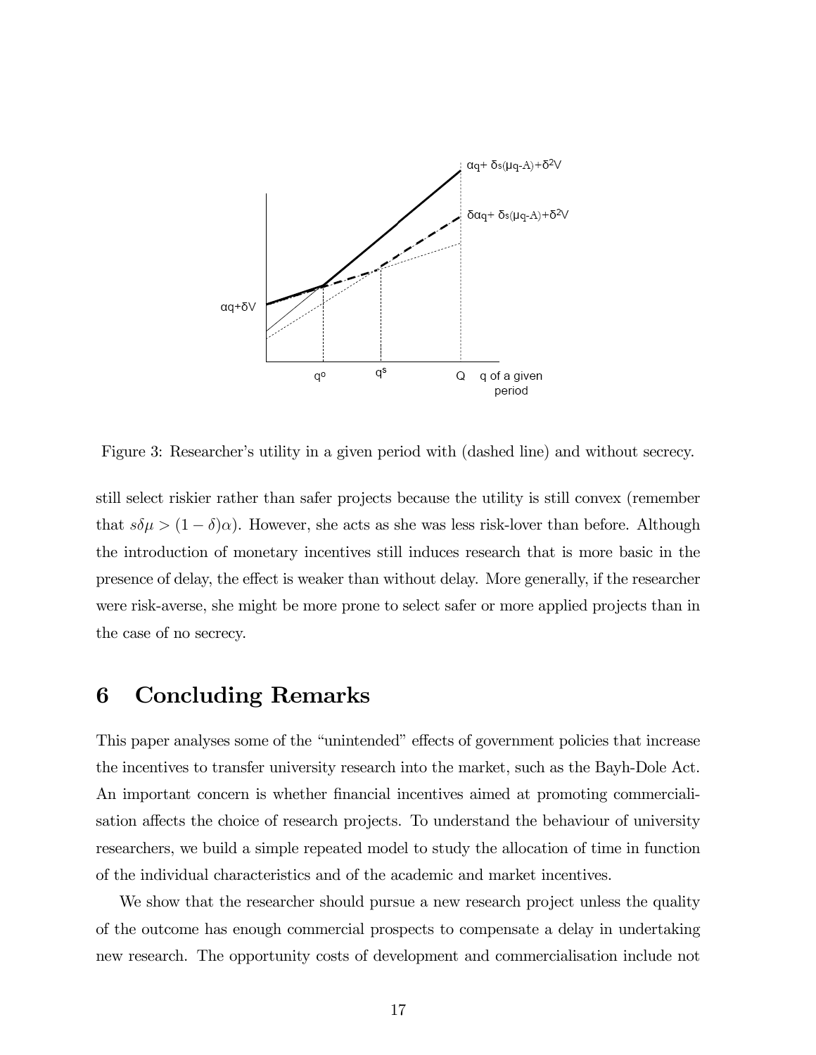Figure 3: Researcher's utility in a given period with (dashed line) and without secrecy.

still select riskier rather than safer projects because the utility is still convex (remember that $s\delta\mu > (1-\delta)\alpha$). However, she acts as she was less risk-lover than before. Although the introduction of monetary incentives still induces research that is more basic in the presence of delay, the effect is weaker than without delay. More generally, if the researcher were risk-averse, she might be more prone to select safer or more applied projects than in the case of no secrecy.

# 6 Concluding Remarks

This paper analyses some of the "unintended" effects of government policies that increase the incentives to transfer university research into the market, such as the Bayh-Dole Act. An important concern is whether financial incentives aimed at promoting commercialisation affects the choice of research projects. To understand the behaviour of university researchers, we build a simple repeated model to study the allocation of time in function of the individual characteristics and of the academic and market incentives.

We show that the researcher should pursue a new research project unless the quality of the outcome has enough commercial prospects to compensate a delay in undertaking new research. The opportunity costs of development and commercialisation include not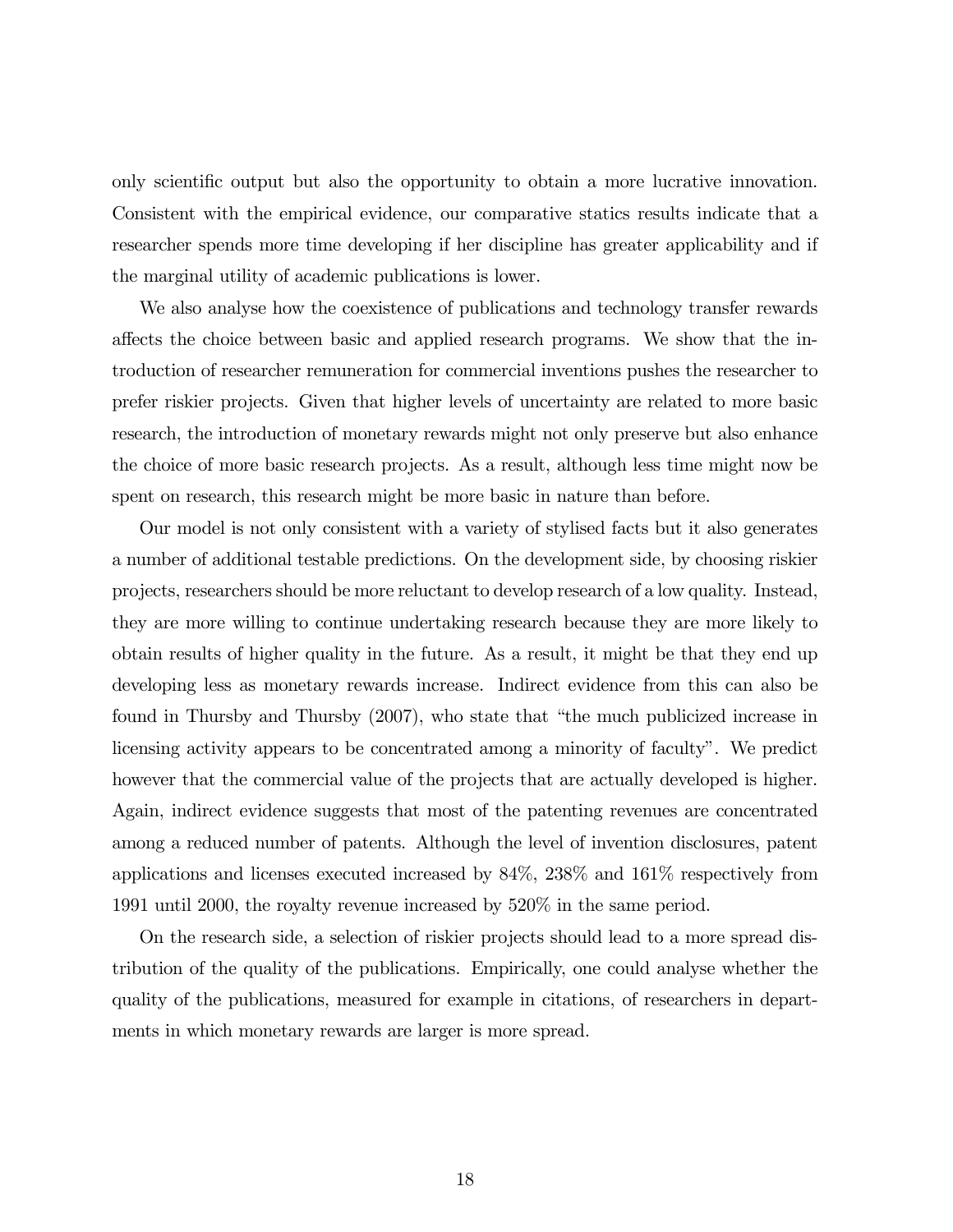only scientific output but also the opportunity to obtain a more lucrative innovation. Consistent with the empirical evidence, our comparative statics results indicate that a researcher spends more time developing if her discipline has greater applicability and if the marginal utility of academic publications is lower.

We also analyse how the coexistence of publications and technology transfer rewards affects the choice between basic and applied research programs. We show that the introduction of researcher remuneration for commercial inventions pushes the researcher to prefer riskier projects. Given that higher levels of uncertainty are related to more basic research, the introduction of monetary rewards might not only preserve but also enhance the choice of more basic research projects. As a result, although less time might now be spent on research, this research might be more basic in nature than before.

Our model is not only consistent with a variety of stylised facts but it also generates a number of additional testable predictions. On the development side, by choosing riskier projects, researchers should be more reluctant to develop research of a low quality. Instead, they are more willing to continue undertaking research because they are more likely to obtain results of higher quality in the future. As a result, it might be that they end up developing less as monetary rewards increase. Indirect evidence from this can also be found in Thursby and Thursby (2007), who state that "the much publicized increase in licensing activity appears to be concentrated among a minority of faculty". We predict however that the commercial value of the projects that are actually developed is higher. Again, indirect evidence suggests that most of the patenting revenues are concentrated among a reduced number of patents. Although the level of invention disclosures, patent applications and licenses executed increased by 84%, 238% and 161% respectively from 1991 until 2000, the royalty revenue increased by 520% in the same period.

On the research side, a selection of riskier projects should lead to a more spread distribution of the quality of the publications. Empirically, one could analyse whether the quality of the publications, measured for example in citations, of researchers in departments in which monetary rewards are larger is more spread.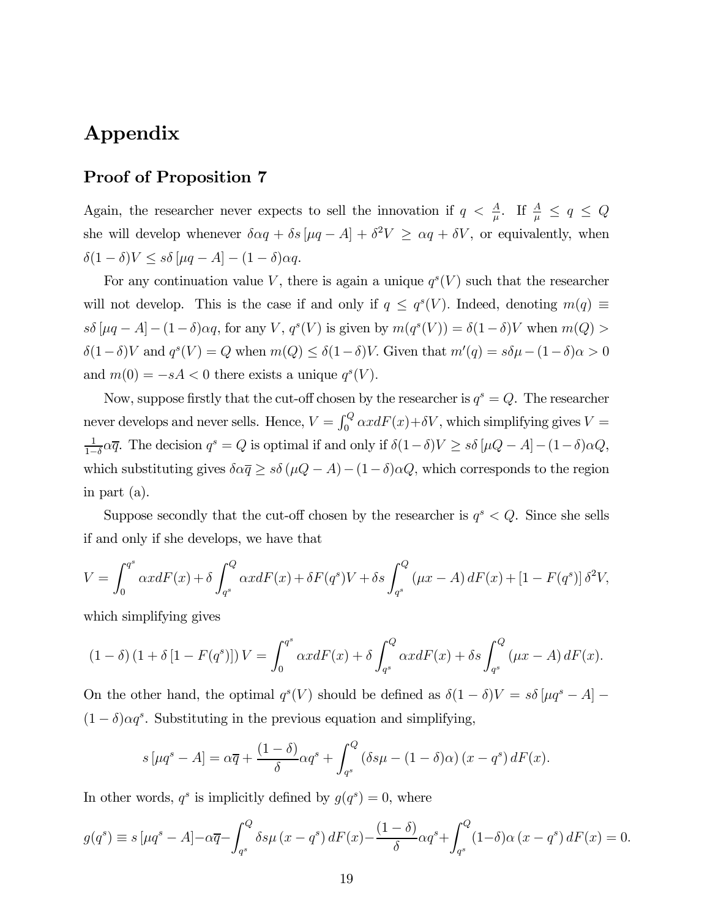# Appendix

## Proof of Proposition 7

Again, the researcher never expects to sell the innovation if $q < \frac{A}{\mu}$. If $\frac{A}{\mu} \leq q \leq Q$ she will develop whenever $\delta\alpha q + \delta s\left[\mu q - A\right] + \delta^2 V \geq \alpha q + \delta V$, or equivalently, when $\delta(1-\delta)V \leq s\delta\left[\mu q - A\right] - (1-\delta)\alpha q$.

For any continuation value $V$, there is again a unique $q^s(V)$ such that the researcher will not develop. This is the case if and only if $q \leq q^s(V)$. Indeed, denoting $m(q) \equiv s\delta\left[\mu q - A\right] - (1-\delta)\alpha q$, for any $V$, $q^s(V)$ is given by $m(q^s(V)) = \delta(1-\delta)V$ when $m(Q) > \delta(1-\delta)V$ and $q^s(V) = Q$ when $m(Q) \leq \delta(1-\delta)V$. Given that $m'(q) = s\delta\mu - (1-\delta)\alpha > 0$ and $m(0) = -sA < 0$ there exists a unique $q^s(V)$.

Now, suppose firstly that the cut-off chosen by the researcher is $q^s = Q$. The researcher never develops and never sells. Hence, $V = \int_0^Q \alpha x dF(x) + \delta V$, which simplifying gives $V = \frac{1}{1-\delta}\alpha\overline{q}$. The decision $q^s = Q$ is optimal if and only if $\delta(1-\delta)V \geq s\delta\left[\mu Q - A\right] - (1-\delta)\alpha Q$, which substituting gives $\delta\alpha\overline{q} \geq s\delta\left(\mu Q - A\right) - (1-\delta)\alpha Q$, which corresponds to the region in part (a).

Suppose secondly that the cut-off chosen by the researcher is $q^s < Q$. Since she sells if and only if she develops, we have that

$$V = \int_0^{q^s} \alpha x dF(x) + \delta \int_{q^s}^{Q} \alpha x dF(x) + \delta F(q^s)V + \delta s \int_{q^s}^{Q} \left(\mu x - A\right) dF(x) + \left[1 - F(q^s)\right]\delta^2 V,$$

which simplifying gives

$$\left(1-\delta\right)\left(1 + \delta\left[1 - F(q^s)\right]\right)V = \int_0^{q^s} \alpha x dF(x) + \delta \int_{q^s}^{Q} \alpha x dF(x) + \delta s \int_{q^s}^{Q} \left(\mu x - A\right) dF(x).$$

On the other hand, the optimal $q^s(V)$ should be defined as $\delta(1-\delta)V = s\delta\left[\mu q^s - A\right] - (1-\delta)\alpha q^s$. Substituting in the previous equation and simplifying,

$$s\left[\mu q^s - A\right] = \alpha\overline{q} + \frac{(1-\delta)}{\delta}\alpha q^s + \int_{q^s}^{Q} \left(\delta s\mu - (1-\delta)\alpha\right)\left(x - q^s\right) dF(x).$$

In other words, $q^s$ is implicitly defined by $g(q^s) = 0$, where

$$g(q^s) \equiv s\left[\mu q^s - A\right] - \alpha\overline{q} - \int_{q^s}^{Q} \delta s\mu\left(x - q^s\right) dF(x) - \frac{(1-\delta)}{\delta}\alpha q^s + \int_{q^s}^{Q} (1-\delta)\alpha\left(x - q^s\right) dF(x) = 0.$$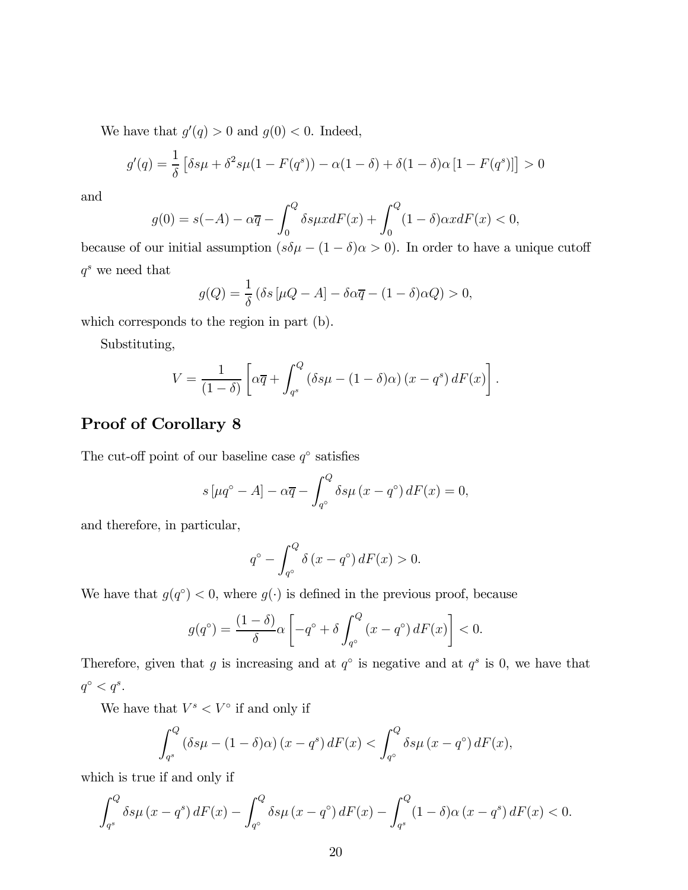We have that $g'(q) > 0$ and $g(0) < 0$. Indeed,

$$g'(q) = \frac{1}{\delta}\left[\delta s\mu + \delta^2 s\mu(1 - F(q^s)) - \alpha(1-\delta) + \delta(1-\delta)\alpha\left[1 - F(q^s)\right]\right] > 0$$

and

$$g(0) = s(-A) - \alpha\overline{q} - \int_0^Q \delta s\mu x dF(x) + \int_0^Q (1-\delta)\alpha x dF(x) < 0,$$

because of our initial assumption $(s\delta\mu - (1-\delta)\alpha > 0)$. In order to have a unique cutoff $q^s$ we need that

$$g(Q) = \frac{1}{\delta}\left(\delta s\left[\mu Q - A\right] - \delta\alpha\overline{q} - (1-\delta)\alpha Q\right) > 0,$$

which corresponds to the region in part (b).

Substituting,

$$V = \frac{1}{(1-\delta)}\left[\alpha\overline{q} + \int_{q^s}^Q \left(\delta s\mu - (1-\delta)\alpha\right)(x - q^s)\, dF(x)\right].$$

## Proof of Corollary 8

The cut-off point of our baseline case $q^\circ$ satisfies

$$s\left[\mu q^\circ - A\right] - \alpha\overline{q} - \int_{q^\circ}^Q \delta s\mu\left(x - q^\circ\right) dF(x) = 0,$$

and therefore, in particular,

$$q^\circ - \int_{q^\circ}^Q \delta\left(x - q^\circ\right) dF(x) > 0.$$

We have that $g(q^\circ) < 0$, where $g(\cdot)$ is defined in the previous proof, because

$$g(q^\circ) = \frac{(1-\delta)}{\delta}\alpha\left[-q^\circ + \delta\int_{q^\circ}^Q \left(x - q^\circ\right) dF(x)\right] < 0.$$

Therefore, given that $g$ is increasing and at $q^\circ$ is negative and at $q^s$ is 0, we have that $q^\circ < q^s$.

We have that $V^s < V^\circ$ if and only if

$$\int_{q^s}^Q \left(\delta s\mu - (1-\delta)\alpha\right)(x - q^s)\, dF(x) < \int_{q^\circ}^Q \delta s\mu\left(x - q^\circ\right) dF(x),$$

which is true if and only if

$$\int_{q^s}^Q \delta s\mu\left(x - q^s\right) dF(x) - \int_{q^\circ}^Q \delta s\mu\left(x - q^\circ\right) dF(x) - \int_{q^s}^Q (1-\delta)\alpha\left(x - q^s\right) dF(x) < 0.$$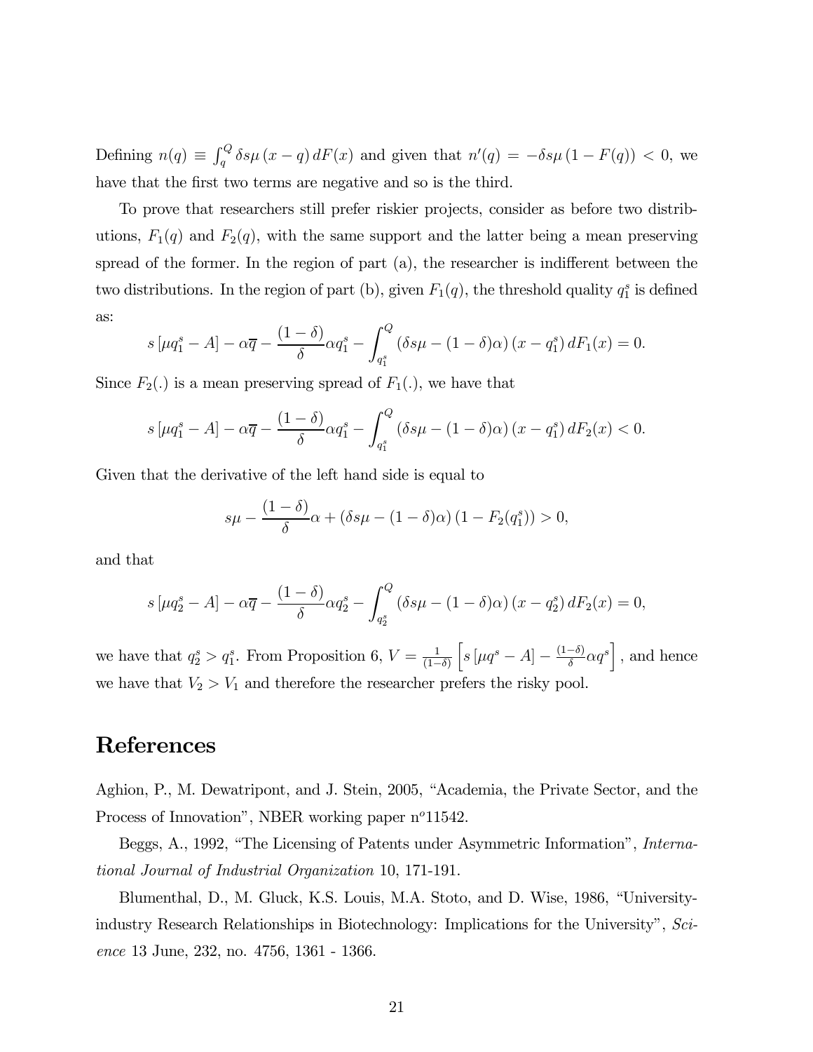Defining $n(q) \equiv \int_q^Q \delta s\mu (x-q)\, dF(x)$ and given that $n'(q) = -\delta s\mu (1-F(q)) < 0$, we have that the first two terms are negative and so is the third.

To prove that researchers still prefer riskier projects, consider as before two distributions, $F_1(q)$ and $F_2(q)$, with the same support and the latter being a mean preserving spread of the former. In the region of part (a), the researcher is indifferent between the two distributions. In the region of part (b), given $F_1(q)$, the threshold quality $q_1^s$ is defined as:

$$s\left[\mu q_1^s - A\right] - \alpha\overline{q} - \frac{(1-\delta)}{\delta}\alpha q_1^s - \int_{q_1^s}^{Q} \left(\delta s\mu - (1-\delta)\alpha\right)(x - q_1^s)\, dF_1(x) = 0.$$

Since $F_2(.)$ is a mean preserving spread of $F_1(.)$, we have that

$$s\left[\mu q_1^s - A\right] - \alpha\overline{q} - \frac{(1-\delta)}{\delta}\alpha q_1^s - \int_{q_1^s}^{Q} \left(\delta s\mu - (1-\delta)\alpha\right)(x - q_1^s)\, dF_2(x) < 0.$$

Given that the derivative of the left hand side is equal to

$$s\mu - \frac{(1-\delta)}{\delta}\alpha + \left(\delta s\mu - (1-\delta)\alpha\right)\left(1 - F_2(q_1^s)\right) > 0,$$

and that

$$s\left[\mu q_2^s - A\right] - \alpha\overline{q} - \frac{(1-\delta)}{\delta}\alpha q_2^s - \int_{q_2^s}^{Q} \left(\delta s\mu - (1-\delta)\alpha\right)(x - q_2^s)\, dF_2(x) = 0,$$

we have that $q_2^s > q_1^s$. From Proposition 6, $V = \frac{1}{(1-\delta)}\left[s\left[\mu q^s - A\right] - \frac{(1-\delta)}{\delta}\alpha q^s\right]$, and hence we have that $V_2 > V_1$ and therefore the researcher prefers the risky pool.

# References

Aghion, P., M. Dewatripont, and J. Stein, 2005, "Academia, the Private Sector, and the Process of Innovation", NBER working paper n$^o$11542.

Beggs, A., 1992, "The Licensing of Patents under Asymmetric Information", *International Journal of Industrial Organization* 10, 171-191.

Blumenthal, D., M. Gluck, K.S. Louis, M.A. Stoto, and D. Wise, 1986, "University-industry Research Relationships in Biotechnology: Implications for the University", *Science* 13 June, 232, no. 4756, 1361 - 1366.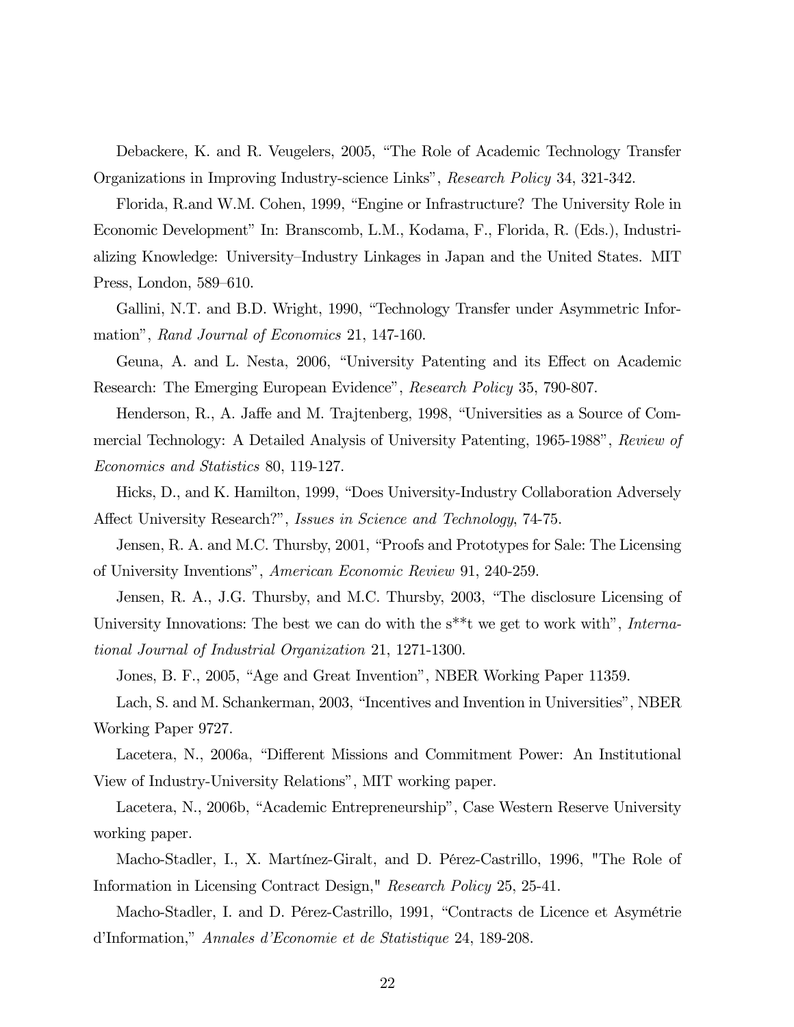Debackere, K. and R. Veugelers, 2005, "The Role of Academic Technology Transfer Organizations in Improving Industry-science Links", *Research Policy* 34, 321-342.

Florida, R.and W.M. Cohen, 1999, "Engine or Infrastructure? The University Role in Economic Development" In: Branscomb, L.M., Kodama, F., Florida, R. (Eds.), Industrializing Knowledge: University–Industry Linkages in Japan and the United States. MIT Press, London, 589–610.

Gallini, N.T. and B.D. Wright, 1990, "Technology Transfer under Asymmetric Information", *Rand Journal of Economics* 21, 147-160.

Geuna, A. and L. Nesta, 2006, "University Patenting and its Effect on Academic Research: The Emerging European Evidence", *Research Policy* 35, 790-807.

Henderson, R., A. Jaffe and M. Trajtenberg, 1998, "Universities as a Source of Commercial Technology: A Detailed Analysis of University Patenting, 1965-1988", *Review of Economics and Statistics* 80, 119-127.

Hicks, D., and K. Hamilton, 1999, "Does University-Industry Collaboration Adversely Affect University Research?", *Issues in Science and Technology*, 74-75.

Jensen, R. A. and M.C. Thursby, 2001, "Proofs and Prototypes for Sale: The Licensing of University Inventions", *American Economic Review* 91, 240-259.

Jensen, R. A., J.G. Thursby, and M.C. Thursby, 2003, "The disclosure Licensing of University Innovations: The best we can do with the s**t we get to work with", *International Journal of Industrial Organization* 21, 1271-1300.

Jones, B. F., 2005, "Age and Great Invention", NBER Working Paper 11359.

Lach, S. and M. Schankerman, 2003, "Incentives and Invention in Universities", NBER Working Paper 9727.

Lacetera, N., 2006a, "Different Missions and Commitment Power: An Institutional View of Industry-University Relations", MIT working paper.

Lacetera, N., 2006b, "Academic Entrepreneurship", Case Western Reserve University working paper.

Macho-Stadler, I., X. Martínez-Giralt, and D. Pérez-Castrillo, 1996, "The Role of Information in Licensing Contract Design," *Research Policy* 25, 25-41.

Macho-Stadler, I. and D. Pérez-Castrillo, 1991, "Contracts de Licence et Asymétrie d'Information," *Annales d'Economie et de Statistique* 24, 189-208.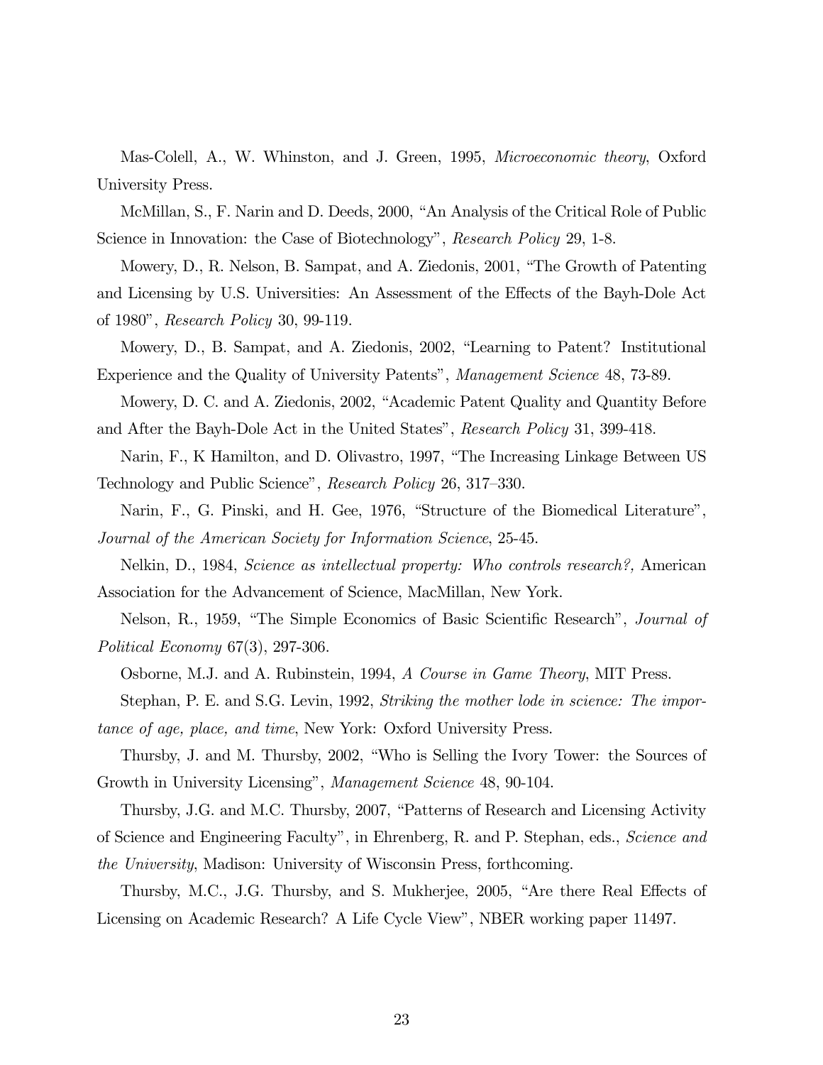Mas-Colell, A., W. Whinston, and J. Green, 1995, *Microeconomic theory*, Oxford University Press.

McMillan, S., F. Narin and D. Deeds, 2000, "An Analysis of the Critical Role of Public Science in Innovation: the Case of Biotechnology", *Research Policy* 29, 1-8.

Mowery, D., R. Nelson, B. Sampat, and A. Ziedonis, 2001, "The Growth of Patenting and Licensing by U.S. Universities: An Assessment of the Effects of the Bayh-Dole Act of 1980", *Research Policy* 30, 99-119.

Mowery, D., B. Sampat, and A. Ziedonis, 2002, "Learning to Patent? Institutional Experience and the Quality of University Patents", *Management Science* 48, 73-89.

Mowery, D. C. and A. Ziedonis, 2002, "Academic Patent Quality and Quantity Before and After the Bayh-Dole Act in the United States", *Research Policy* 31, 399-418.

Narin, F., K Hamilton, and D. Olivastro, 1997, "The Increasing Linkage Between US Technology and Public Science", *Research Policy* 26, 317–330.

Narin, F., G. Pinski, and H. Gee, 1976, "Structure of the Biomedical Literature", *Journal of the American Society for Information Science*, 25-45.

Nelkin, D., 1984, *Science as intellectual property: Who controls research?,* American Association for the Advancement of Science, MacMillan, New York.

Nelson, R., 1959, "The Simple Economics of Basic Scientific Research", *Journal of Political Economy* 67(3), 297-306.

Osborne, M.J. and A. Rubinstein, 1994, *A Course in Game Theory*, MIT Press.

Stephan, P. E. and S.G. Levin, 1992, *Striking the mother lode in science: The importance of age, place, and time*, New York: Oxford University Press.

Thursby, J. and M. Thursby, 2002, "Who is Selling the Ivory Tower: the Sources of Growth in University Licensing", *Management Science* 48, 90-104.

Thursby, J.G. and M.C. Thursby, 2007, "Patterns of Research and Licensing Activity of Science and Engineering Faculty", in Ehrenberg, R. and P. Stephan, eds., *Science and the University*, Madison: University of Wisconsin Press, forthcoming.

Thursby, M.C., J.G. Thursby, and S. Mukherjee, 2005, "Are there Real Effects of Licensing on Academic Research? A Life Cycle View", NBER working paper 11497.